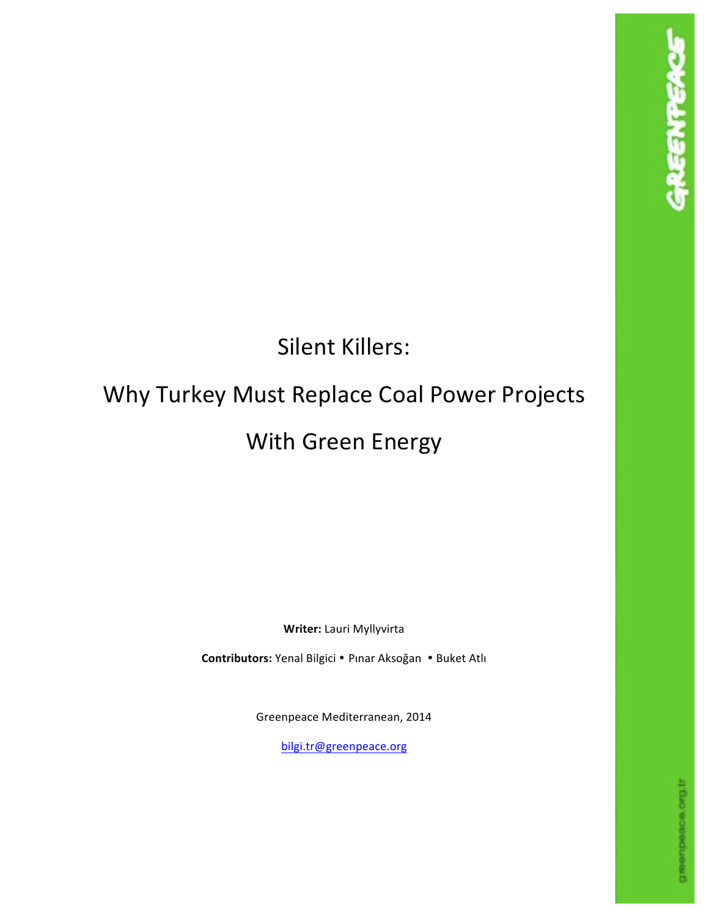# Silent Killers:

# Why Turkey Must Replace Coal Power Projects

# With Green Energy

**Writer:** Lauri Myllyvirta

**Contributors:** Yenal Bilgici • Pınar Aksoğan • Buket Atlı

Greenpeace Mediterranean, 2014

bilgi.tr@greenpeace.org

GREENPEACE

greenpeace.org.tr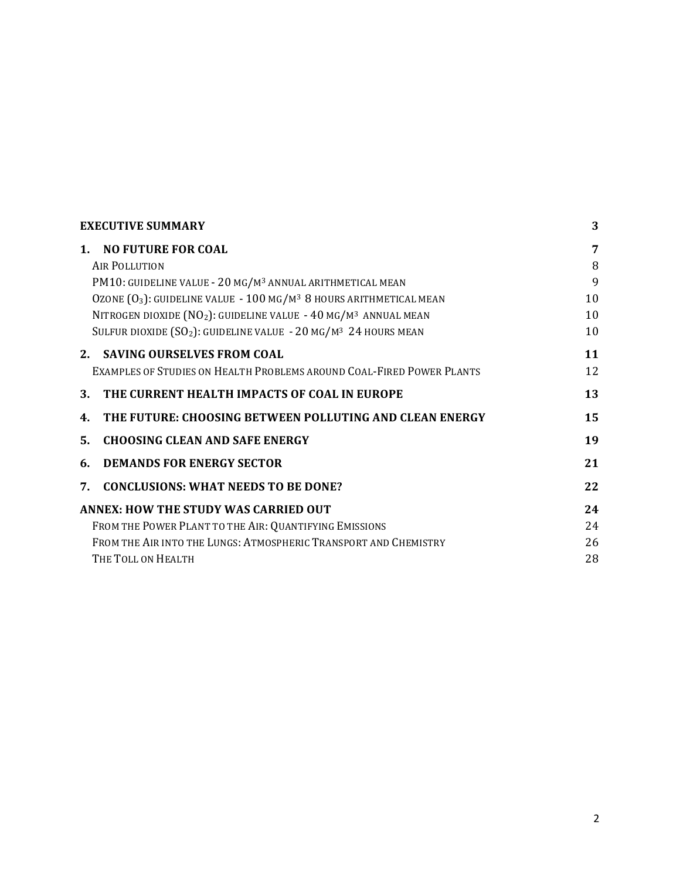| | |
|---|---|
| **EXECUTIVE SUMMARY** | **3** |
| **1. NO FUTURE FOR COAL** | **7** |
| AIR POLLUTION | 8 |
| PM10: GUIDELINE VALUE - 20 MG/M$^3$ ANNUAL ARITHMETICAL MEAN | 9 |
| OZONE ($O_3$): GUIDELINE VALUE - 100 MG/M$^3$ 8 HOURS ARITHMETICAL MEAN | 10 |
| NITROGEN DIOXIDE ($NO_2$): GUIDELINE VALUE - 40 MG/M$^3$ ANNUAL MEAN | 10 |
| SULFUR DIOXIDE ($SO_2$): GUIDELINE VALUE - 20 MG/M$^3$ 24 HOURS MEAN | 10 |
| **2. SAVING OURSELVES FROM COAL** | **11** |
| EXAMPLES OF STUDIES ON HEALTH PROBLEMS AROUND COAL-FIRED POWER PLANTS | 12 |
| **3. THE CURRENT HEALTH IMPACTS OF COAL IN EUROPE** | **13** |
| **4. THE FUTURE: CHOOSING BETWEEN POLLUTING AND CLEAN ENERGY** | **15** |
| **5. CHOOSING CLEAN AND SAFE ENERGY** | **19** |
| **6. DEMANDS FOR ENERGY SECTOR** | **21** |
| **7. CONCLUSIONS: WHAT NEEDS TO BE DONE?** | **22** |
| **ANNEX: HOW THE STUDY WAS CARRIED OUT** | **24** |
| FROM THE POWER PLANT TO THE AIR: QUANTIFYING EMISSIONS | 24 |
| FROM THE AIR INTO THE LUNGS: ATMOSPHERIC TRANSPORT AND CHEMISTRY | 26 |
| THE TOLL ON HEALTH | 28 |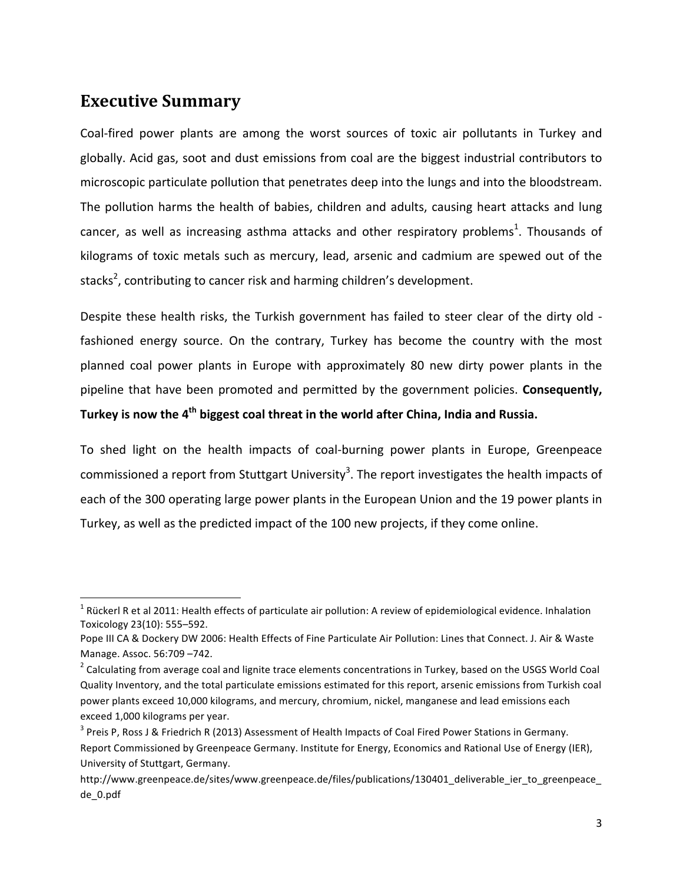## Executive Summary

Coal-fired power plants are among the worst sources of toxic air pollutants in Turkey and globally. Acid gas, soot and dust emissions from coal are the biggest industrial contributors to microscopic particulate pollution that penetrates deep into the lungs and into the bloodstream. The pollution harms the health of babies, children and adults, causing heart attacks and lung cancer, as well as increasing asthma attacks and other respiratory problems[1]. Thousands of kilograms of toxic metals such as mercury, lead, arsenic and cadmium are spewed out of the stacks[2], contributing to cancer risk and harming children's development.

Despite these health risks, the Turkish government has failed to steer clear of the dirty old - fashioned energy source. On the contrary, Turkey has become the country with the most planned coal power plants in Europe with approximately 80 new dirty power plants in the pipeline that have been promoted and permitted by the government policies. **Consequently, Turkey is now the 4th biggest coal threat in the world after China, India and Russia.**

To shed light on the health impacts of coal-burning power plants in Europe, Greenpeace commissioned a report from Stuttgart University[3]. The report investigates the health impacts of each of the 300 operating large power plants in the European Union and the 19 power plants in Turkey, as well as the predicted impact of the 100 new projects, if they come online.

---

[1] Rückerl R et al 2011: Health effects of particulate air pollution: A review of epidemiological evidence. Inhalation Toxicology 23(10): 555–592.
Pope III CA & Dockery DW 2006: Health Effects of Fine Particulate Air Pollution: Lines that Connect. J. Air & Waste Manage. Assoc. 56:709 –742.

[2] Calculating from average coal and lignite trace elements concentrations in Turkey, based on the USGS World Coal Quality Inventory, and the total particulate emissions estimated for this report, arsenic emissions from Turkish coal power plants exceed 10,000 kilograms, and mercury, chromium, nickel, manganese and lead emissions each exceed 1,000 kilograms per year.

[3] Preis P, Ross J & Friedrich R (2013) Assessment of Health Impacts of Coal Fired Power Stations in Germany. Report Commissioned by Greenpeace Germany. Institute for Energy, Economics and Rational Use of Energy (IER), University of Stuttgart, Germany.
http://www.greenpeace.de/sites/www.greenpeace.de/files/publications/130401_deliverable_ier_to_greenpeace_de_0.pdf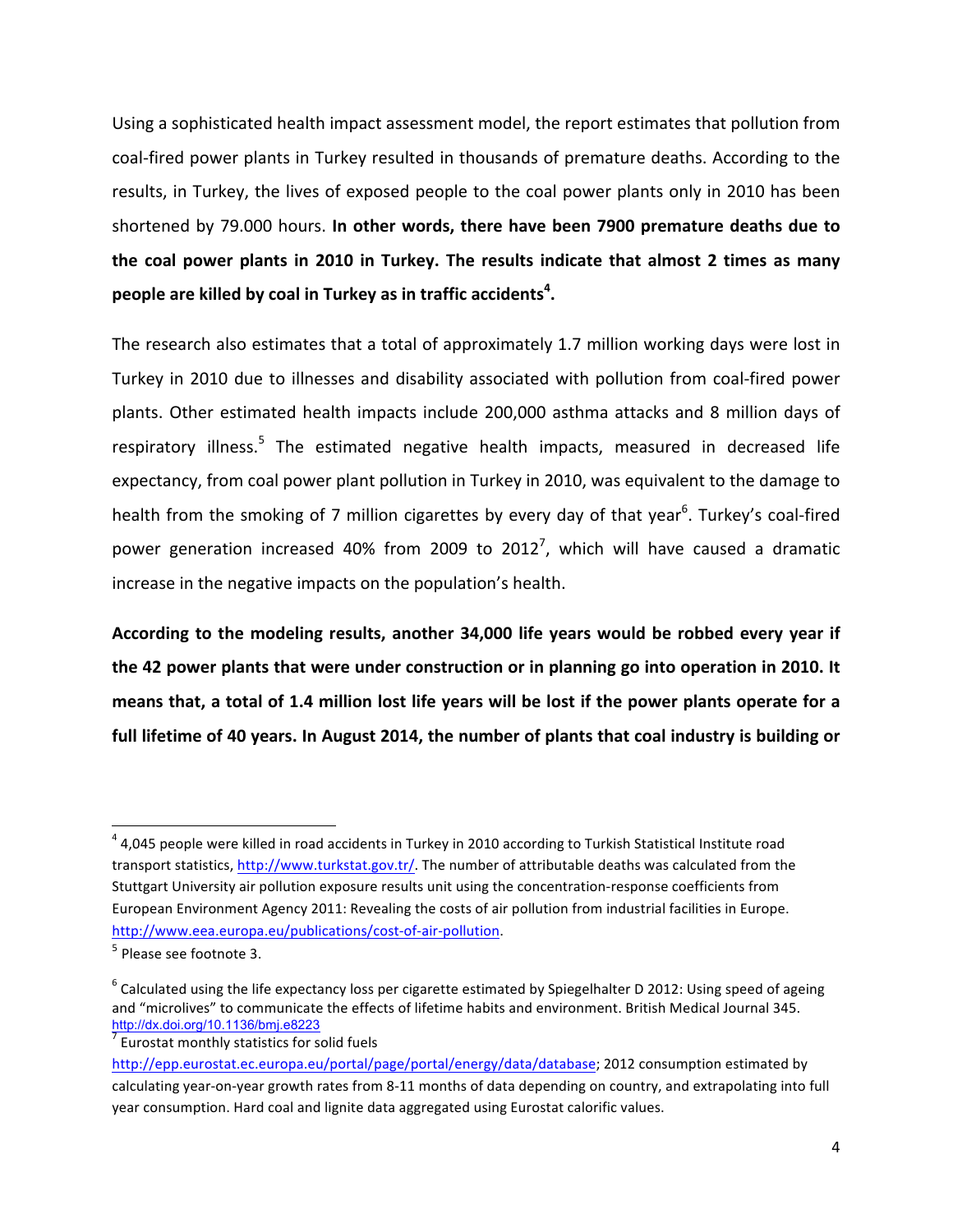Using a sophisticated health impact assessment model, the report estimates that pollution from coal-fired power plants in Turkey resulted in thousands of premature deaths. According to the results, in Turkey, the lives of exposed people to the coal power plants only in 2010 has been shortened by 79.000 hours. **In other words, there have been 7900 premature deaths due to the coal power plants in 2010 in Turkey. The results indicate that almost 2 times as many people are killed by coal in Turkey as in traffic accidents[4].**

The research also estimates that a total of approximately 1.7 million working days were lost in Turkey in 2010 due to illnesses and disability associated with pollution from coal-fired power plants. Other estimated health impacts include 200,000 asthma attacks and 8 million days of respiratory illness.[5] The estimated negative health impacts, measured in decreased life expectancy, from coal power plant pollution in Turkey in 2010, was equivalent to the damage to health from the smoking of 7 million cigarettes by every day of that year[6]. Turkey's coal-fired power generation increased 40% from 2009 to 2012[7], which will have caused a dramatic increase in the negative impacts on the population's health.

**According to the modeling results, another 34,000 life years would be robbed every year if the 42 power plants that were under construction or in planning go into operation in 2010. It means that, a total of 1.4 million lost life years will be lost if the power plants operate for a full lifetime of 40 years. In August 2014, the number of plants that coal industry is building or**

---

[4] 4,045 people were killed in road accidents in Turkey in 2010 according to Turkish Statistical Institute road transport statistics, http://www.turkstat.gov.tr/. The number of attributable deaths was calculated from the Stuttgart University air pollution exposure results unit using the concentration-response coefficients from European Environment Agency 2011: Revealing the costs of air pollution from industrial facilities in Europe. http://www.eea.europa.eu/publications/cost-of-air-pollution.

[5] Please see footnote 3.

[6] Calculated using the life expectancy loss per cigarette estimated by Spiegelhalter D 2012: Using speed of ageing and "microlives" to communicate the effects of lifetime habits and environment. British Medical Journal 345. http://dx.doi.org/10.1136/bmj.e8223

[7] Eurostat monthly statistics for solid fuels http://epp.eurostat.ec.europa.eu/portal/page/portal/energy/data/database; 2012 consumption estimated by calculating year-on-year growth rates from 8-11 months of data depending on country, and extrapolating into full year consumption. Hard coal and lignite data aggregated using Eurostat calorific values.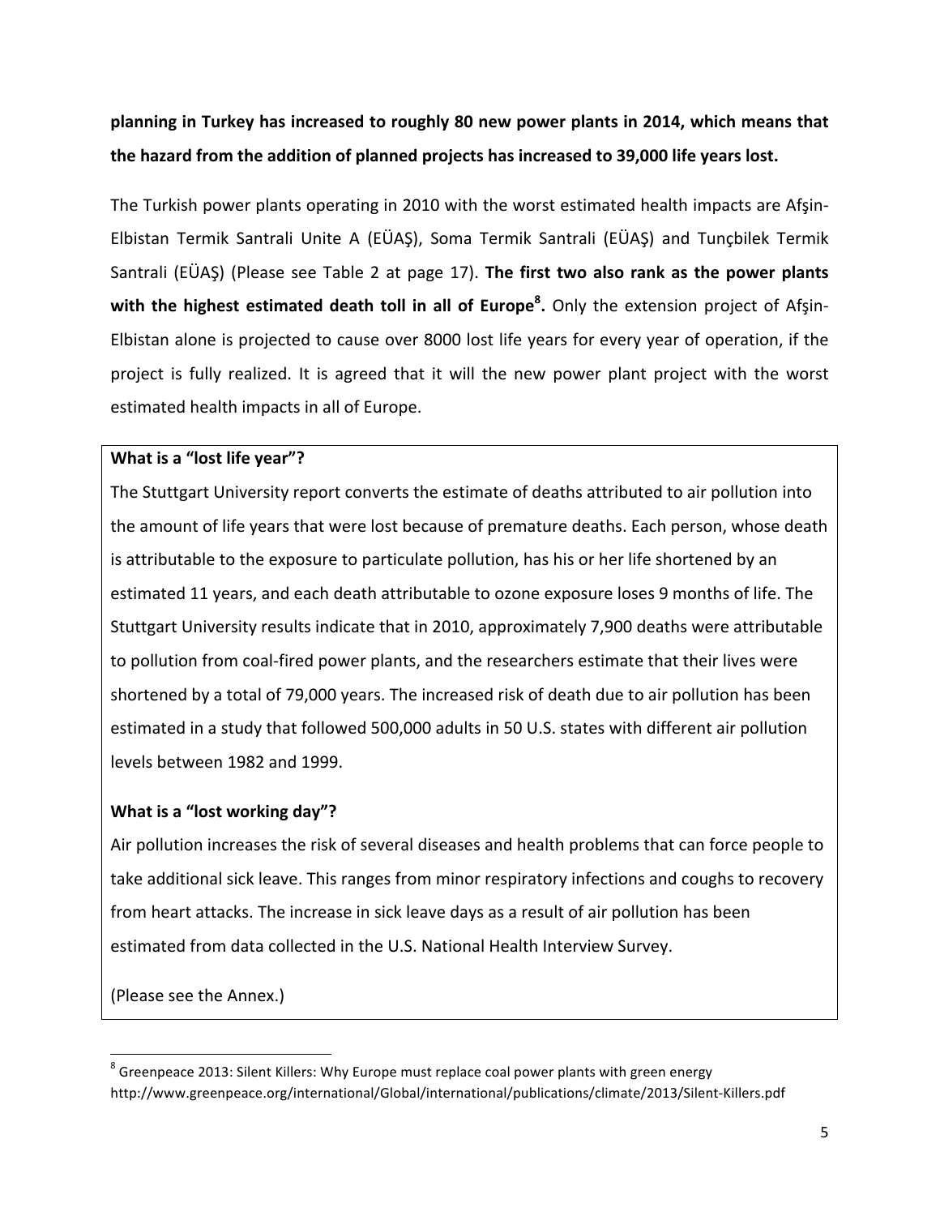**planning in Turkey has increased to roughly 80 new power plants in 2014, which means that the hazard from the addition of planned projects has increased to 39,000 life years lost.**

The Turkish power plants operating in 2010 with the worst estimated health impacts are Afşin-Elbistan Termik Santrali Unite A (EÜAŞ), Soma Termik Santrali (EÜAŞ) and Tunçbilek Termik Santrali (EÜAŞ) (Please see Table 2 at page 17). **The first two also rank as the power plants with the highest estimated death toll in all of Europe[8].** Only the extension project of Afşin-Elbistan alone is projected to cause over 8000 lost life years for every year of operation, if the project is fully realized. It is agreed that it will the new power plant project with the worst estimated health impacts in all of Europe.

**What is a "lost life year"?**

The Stuttgart University report converts the estimate of deaths attributed to air pollution into the amount of life years that were lost because of premature deaths. Each person, whose death is attributable to the exposure to particulate pollution, has his or her life shortened by an estimated 11 years, and each death attributable to ozone exposure loses 9 months of life. The Stuttgart University results indicate that in 2010, approximately 7,900 deaths were attributable to pollution from coal-fired power plants, and the researchers estimate that their lives were shortened by a total of 79,000 years. The increased risk of death due to air pollution has been estimated in a study that followed 500,000 adults in 50 U.S. states with different air pollution levels between 1982 and 1999.

**What is a "lost working day"?**

Air pollution increases the risk of several diseases and health problems that can force people to take additional sick leave. This ranges from minor respiratory infections and coughs to recovery from heart attacks. The increase in sick leave days as a result of air pollution has been estimated from data collected in the U.S. National Health Interview Survey.

(Please see the Annex.)

[8] Greenpeace 2013: Silent Killers: Why Europe must replace coal power plants with green energy http://www.greenpeace.org/international/Global/international/publications/climate/2013/Silent-Killers.pdf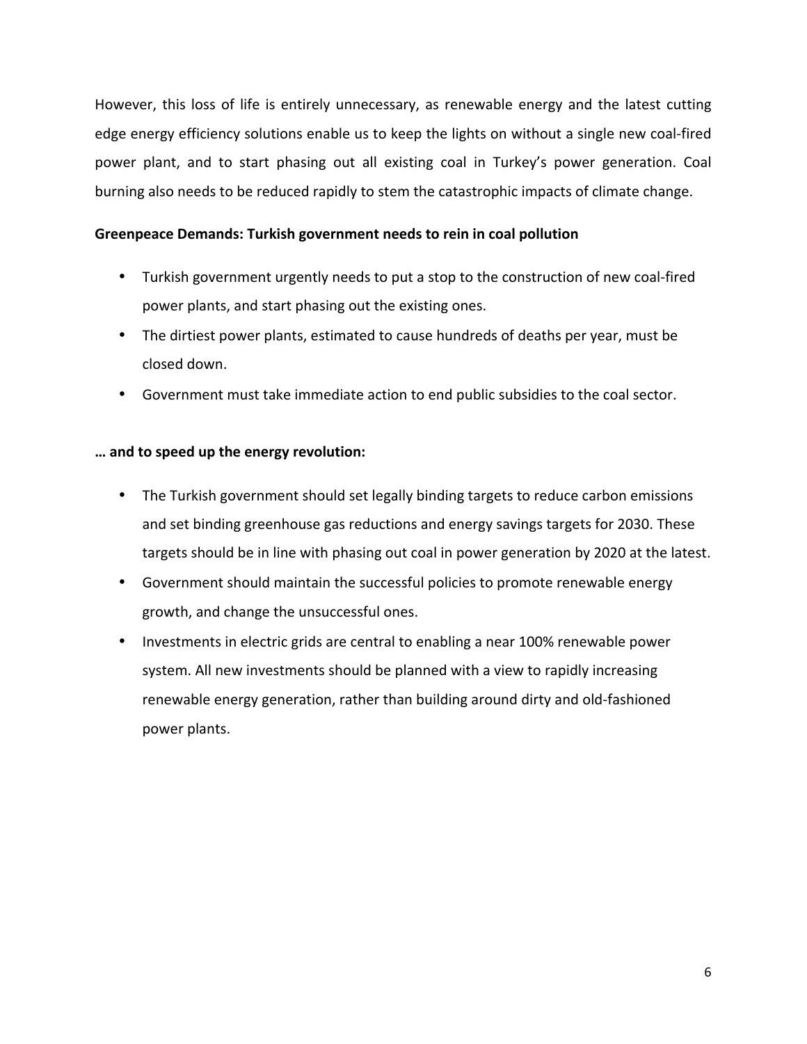However, this loss of life is entirely unnecessary, as renewable energy and the latest cutting edge energy efficiency solutions enable us to keep the lights on without a single new coal-fired power plant, and to start phasing out all existing coal in Turkey's power generation. Coal burning also needs to be reduced rapidly to stem the catastrophic impacts of climate change.

**Greenpeace Demands: Turkish government needs to rein in coal pollution**

- Turkish government urgently needs to put a stop to the construction of new coal-fired power plants, and start phasing out the existing ones.
- The dirtiest power plants, estimated to cause hundreds of deaths per year, must be closed down.
- Government must take immediate action to end public subsidies to the coal sector.

**… and to speed up the energy revolution:**

- The Turkish government should set legally binding targets to reduce carbon emissions and set binding greenhouse gas reductions and energy savings targets for 2030. These targets should be in line with phasing out coal in power generation by 2020 at the latest.
- Government should maintain the successful policies to promote renewable energy growth, and change the unsuccessful ones.
- Investments in electric grids are central to enabling a near 100% renewable power system. All new investments should be planned with a view to rapidly increasing renewable energy generation, rather than building around dirty and old-fashioned power plants.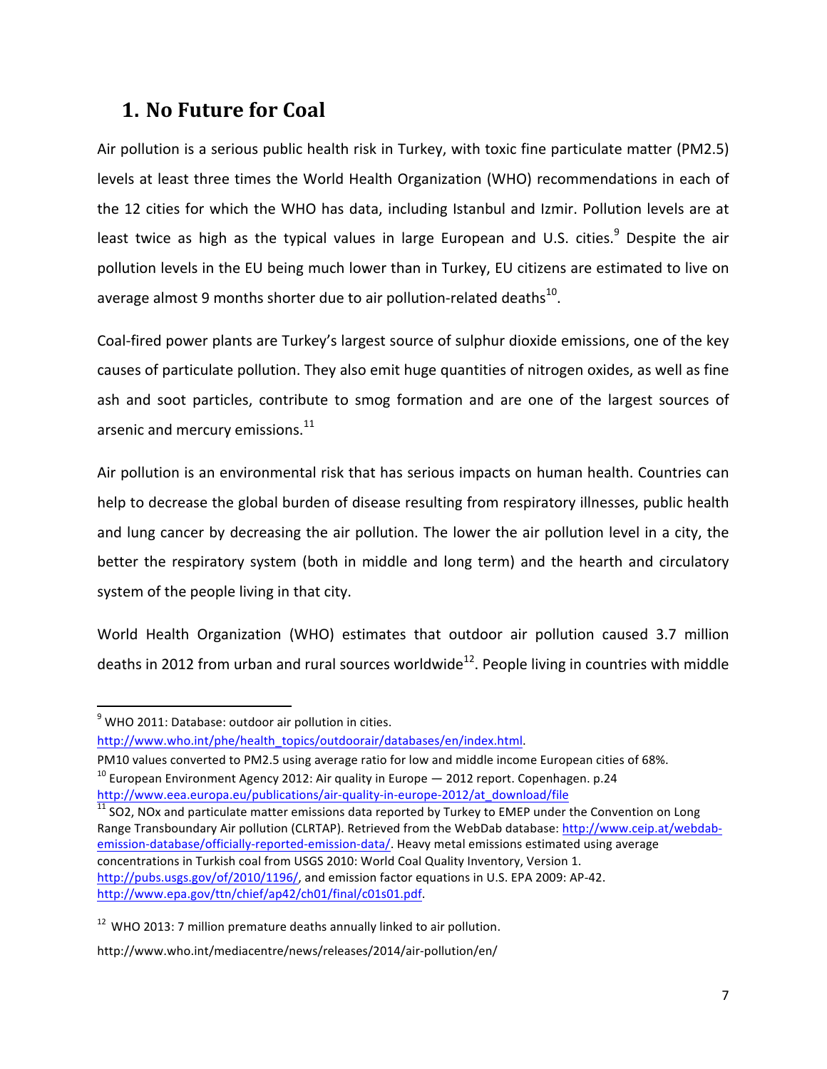# 1. No Future for Coal

Air pollution is a serious public health risk in Turkey, with toxic fine particulate matter (PM2.5) levels at least three times the World Health Organization (WHO) recommendations in each of the 12 cities for which the WHO has data, including Istanbul and Izmir. Pollution levels are at least twice as high as the typical values in large European and U.S. cities.[9] Despite the air pollution levels in the EU being much lower than in Turkey, EU citizens are estimated to live on average almost 9 months shorter due to air pollution-related deaths[10].

Coal-fired power plants are Turkey's largest source of sulphur dioxide emissions, one of the key causes of particulate pollution. They also emit huge quantities of nitrogen oxides, as well as fine ash and soot particles, contribute to smog formation and are one of the largest sources of arsenic and mercury emissions.[11]

Air pollution is an environmental risk that has serious impacts on human health. Countries can help to decrease the global burden of disease resulting from respiratory illnesses, public health and lung cancer by decreasing the air pollution. The lower the air pollution level in a city, the better the respiratory system (both in middle and long term) and the hearth and circulatory system of the people living in that city.

World Health Organization (WHO) estimates that outdoor air pollution caused 3.7 million deaths in 2012 from urban and rural sources worldwide[12]. People living in countries with middle

---

[9] WHO 2011: Database: outdoor air pollution in cities. http://www.who.int/phe/health_topics/outdoorair/databases/en/index.html.
PM10 values converted to PM2.5 using average ratio for low and middle income European cities of 68%.

[10] European Environment Agency 2012: Air quality in Europe — 2012 report. Copenhagen. p.24 http://www.eea.europa.eu/publications/air-quality-in-europe-2012/at_download/file

[11] SO2, NOx and particulate matter emissions data reported by Turkey to EMEP under the Convention on Long Range Transboundary Air pollution (CLRTAP). Retrieved from the WebDab database: http://www.ceip.at/webdab-emission-database/officially-reported-emission-data/. Heavy metal emissions estimated using average concentrations in Turkish coal from USGS 2010: World Coal Quality Inventory, Version 1. http://pubs.usgs.gov/of/2010/1196/, and emission factor equations in U.S. EPA 2009: AP-42. http://www.epa.gov/ttn/chief/ap42/ch01/final/c01s01.pdf.

[12] WHO 2013: 7 million premature deaths annually linked to air pollution. http://www.who.int/mediacentre/news/releases/2014/air-pollution/en/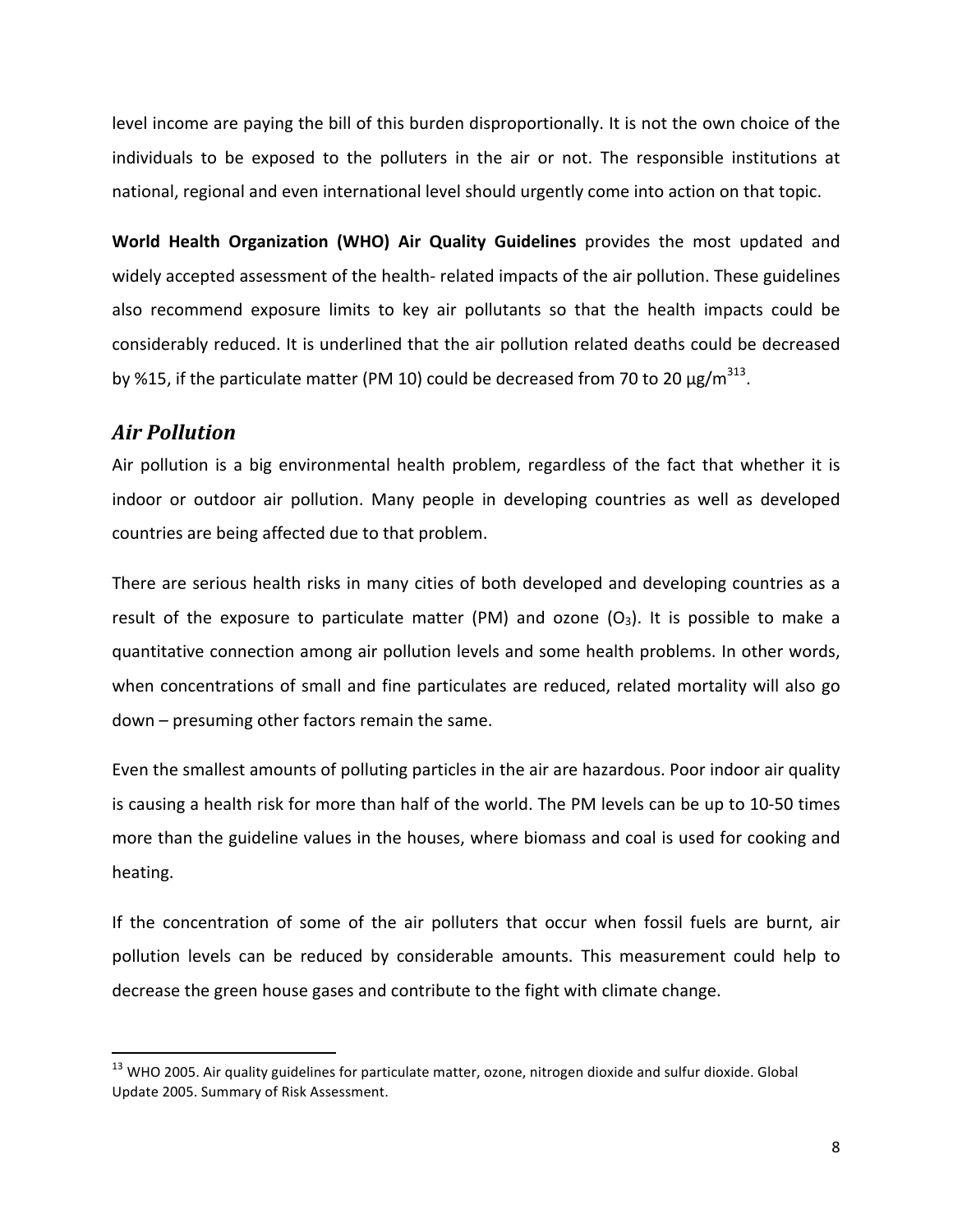level income are paying the bill of this burden disproportionally. It is not the own choice of the individuals to be exposed to the polluters in the air or not. The responsible institutions at national, regional and even international level should urgently come into action on that topic.

**World Health Organization (WHO) Air Quality Guidelines** provides the most updated and widely accepted assessment of the health- related impacts of the air pollution. These guidelines also recommend exposure limits to key air pollutants so that the health impacts could be considerably reduced. It is underlined that the air pollution related deaths could be decreased by %15, if the particulate matter (PM 10) could be decreased from 70 to 20 μg/m$^{3}$[13].

## *Air Pollution*

Air pollution is a big environmental health problem, regardless of the fact that whether it is indoor or outdoor air pollution. Many people in developing countries as well as developed countries are being affected due to that problem.

There are serious health risks in many cities of both developed and developing countries as a result of the exposure to particulate matter (PM) and ozone ($O_3$). It is possible to make a quantitative connection among air pollution levels and some health problems. In other words, when concentrations of small and fine particulates are reduced, related mortality will also go down – presuming other factors remain the same.

Even the smallest amounts of polluting particles in the air are hazardous. Poor indoor air quality is causing a health risk for more than half of the world. The PM levels can be up to 10-50 times more than the guideline values in the houses, where biomass and coal is used for cooking and heating.

If the concentration of some of the air polluters that occur when fossil fuels are burnt, air pollution levels can be reduced by considerable amounts. This measurement could help to decrease the green house gases and contribute to the fight with climate change.

---

[13] WHO 2005. Air quality guidelines for particulate matter, ozone, nitrogen dioxide and sulfur dioxide. Global Update 2005. Summary of Risk Assessment.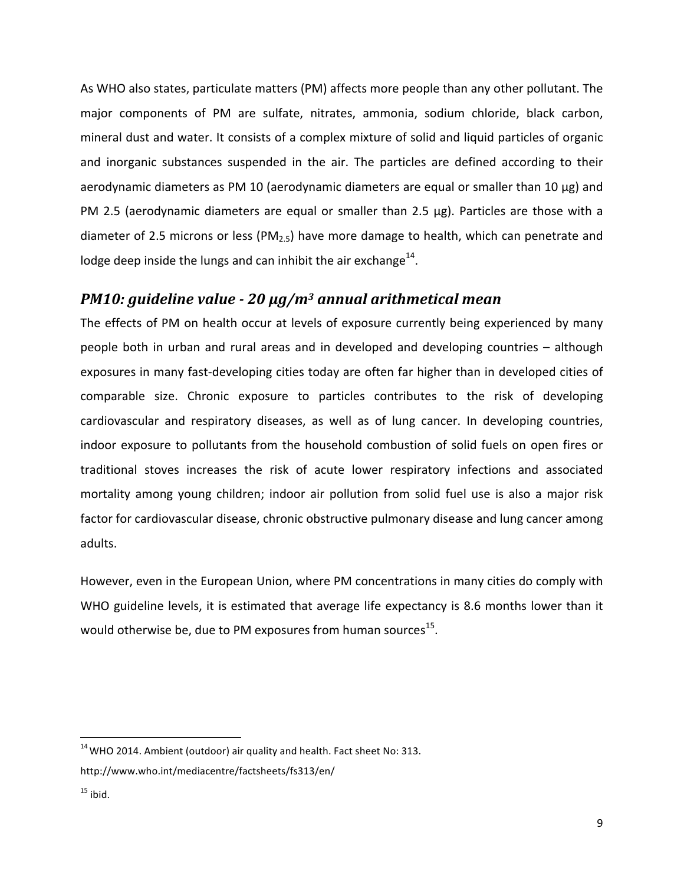As WHO also states, particulate matters (PM) affects more people than any other pollutant. The major components of PM are sulfate, nitrates, ammonia, sodium chloride, black carbon, mineral dust and water. It consists of a complex mixture of solid and liquid particles of organic and inorganic substances suspended in the air. The particles are defined according to their aerodynamic diameters as PM 10 (aerodynamic diameters are equal or smaller than 10 µg) and PM 2.5 (aerodynamic diameters are equal or smaller than 2.5 µg). Particles are those with a diameter of 2.5 microns or less ($PM_{2.5}$) have more damage to health, which can penetrate and lodge deep inside the lungs and can inhibit the air exchange[14].

## *PM10: guideline value - 20 µg/m³ annual arithmetical mean*

The effects of PM on health occur at levels of exposure currently being experienced by many people both in urban and rural areas and in developed and developing countries – although exposures in many fast-developing cities today are often far higher than in developed cities of comparable size. Chronic exposure to particles contributes to the risk of developing cardiovascular and respiratory diseases, as well as of lung cancer. In developing countries, indoor exposure to pollutants from the household combustion of solid fuels on open fires or traditional stoves increases the risk of acute lower respiratory infections and associated mortality among young children; indoor air pollution from solid fuel use is also a major risk factor for cardiovascular disease, chronic obstructive pulmonary disease and lung cancer among adults.

However, even in the European Union, where PM concentrations in many cities do comply with WHO guideline levels, it is estimated that average life expectancy is 8.6 months lower than it would otherwise be, due to PM exposures from human sources[15].

---

[14] WHO 2014. Ambient (outdoor) air quality and health. Fact sheet No: 313. http://www.who.int/mediacentre/factsheets/fs313/en/

[15] ibid.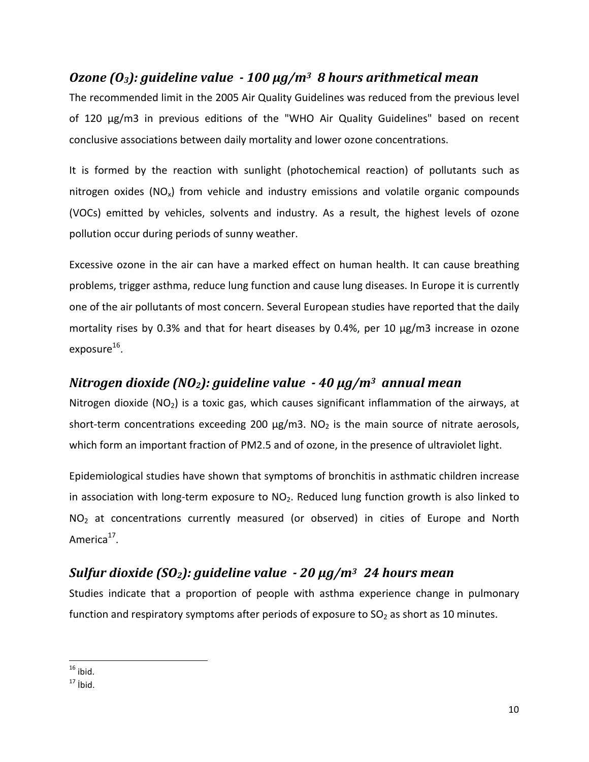### *Ozone ($O_3$): guideline value - 100 μg/m³ 8 hours arithmetical mean*

The recommended limit in the 2005 Air Quality Guidelines was reduced from the previous level of 120 μg/m3 in previous editions of the "WHO Air Quality Guidelines" based on recent conclusive associations between daily mortality and lower ozone concentrations.

It is formed by the reaction with sunlight (photochemical reaction) of pollutants such as nitrogen oxides ($NO_x$) from vehicle and industry emissions and volatile organic compounds (VOCs) emitted by vehicles, solvents and industry. As a result, the highest levels of ozone pollution occur during periods of sunny weather.

Excessive ozone in the air can have a marked effect on human health. It can cause breathing problems, trigger asthma, reduce lung function and cause lung diseases. In Europe it is currently one of the air pollutants of most concern. Several European studies have reported that the daily mortality rises by 0.3% and that for heart diseases by 0.4%, per 10 μg/m3 increase in ozone exposure[16].

### *Nitrogen dioxide ($NO_2$): guideline value - 40 μg/m³ annual mean*

Nitrogen dioxide ($NO_2$) is a toxic gas, which causes significant inflammation of the airways, at short-term concentrations exceeding 200 μg/m3. $NO_2$ is the main source of nitrate aerosols, which form an important fraction of PM2.5 and of ozone, in the presence of ultraviolet light.

Epidemiological studies have shown that symptoms of bronchitis in asthmatic children increase in association with long-term exposure to $NO_2$. Reduced lung function growth is also linked to $NO_2$ at concentrations currently measured (or observed) in cities of Europe and North America[17].

### *Sulfur dioxide ($SO_2$): guideline value - 20 μg/m³ 24 hours mean*

Studies indicate that a proportion of people with asthma experience change in pulmonary function and respiratory symptoms after periods of exposure to $SO_2$ as short as 10 minutes.

---

[16] ibid.

[17] İbid.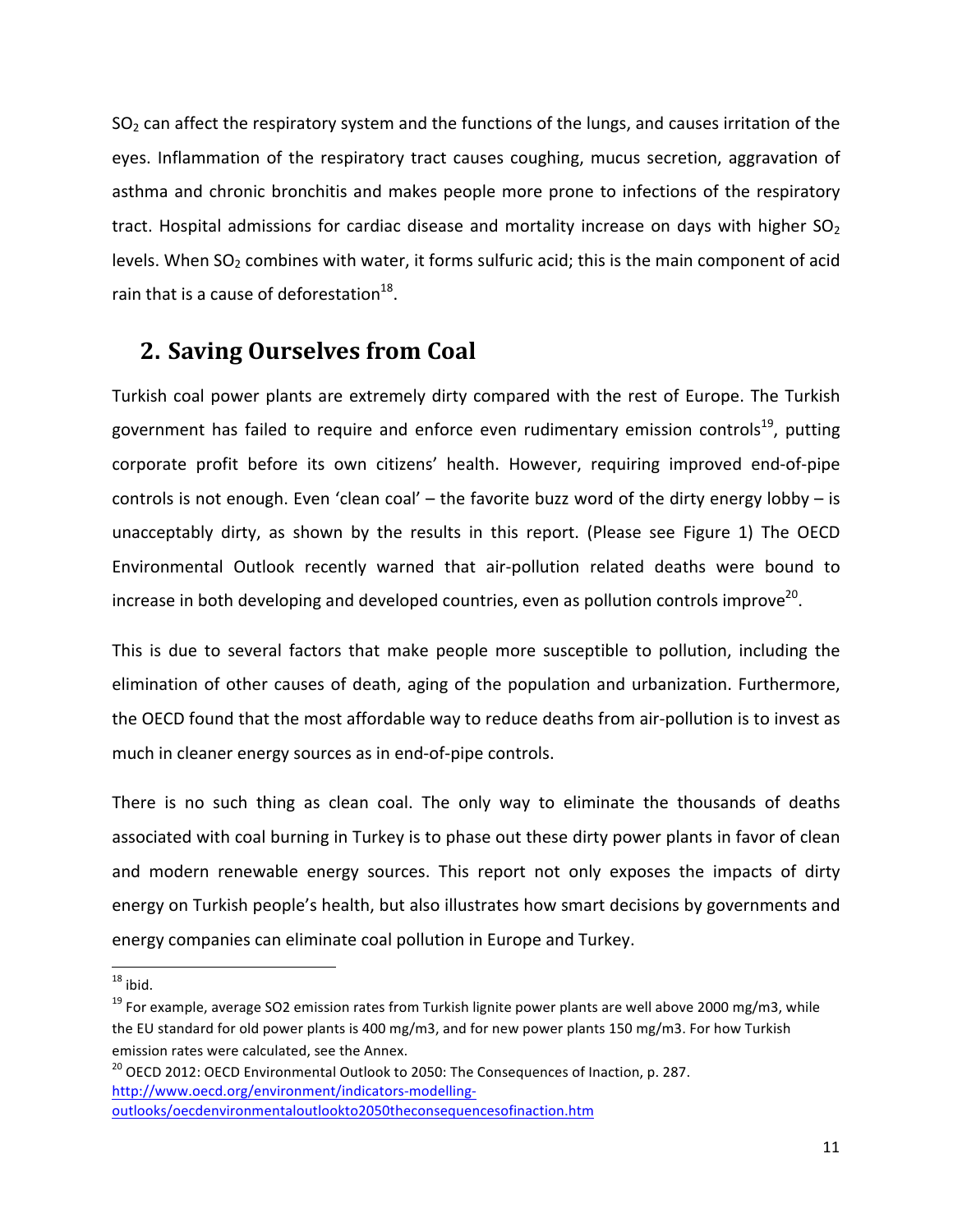$SO_2$ can affect the respiratory system and the functions of the lungs, and causes irritation of the eyes. Inflammation of the respiratory tract causes coughing, mucus secretion, aggravation of asthma and chronic bronchitis and makes people more prone to infections of the respiratory tract. Hospital admissions for cardiac disease and mortality increase on days with higher $SO_2$ levels. When $SO_2$ combines with water, it forms sulfuric acid; this is the main component of acid rain that is a cause of deforestation[18].

## 2. Saving Ourselves from Coal

Turkish coal power plants are extremely dirty compared with the rest of Europe. The Turkish government has failed to require and enforce even rudimentary emission controls[19], putting corporate profit before its own citizens' health. However, requiring improved end-of-pipe controls is not enough. Even 'clean coal' – the favorite buzz word of the dirty energy lobby – is unacceptably dirty, as shown by the results in this report. (Please see Figure 1) The OECD Environmental Outlook recently warned that air-pollution related deaths were bound to increase in both developing and developed countries, even as pollution controls improve[20].

This is due to several factors that make people more susceptible to pollution, including the elimination of other causes of death, aging of the population and urbanization. Furthermore, the OECD found that the most affordable way to reduce deaths from air-pollution is to invest as much in cleaner energy sources as in end-of-pipe controls.

There is no such thing as clean coal. The only way to eliminate the thousands of deaths associated with coal burning in Turkey is to phase out these dirty power plants in favor of clean and modern renewable energy sources. This report not only exposes the impacts of dirty energy on Turkish people's health, but also illustrates how smart decisions by governments and energy companies can eliminate coal pollution in Europe and Turkey.

---

[18] ibid.

[19] For example, average SO2 emission rates from Turkish lignite power plants are well above 2000 mg/m3, while the EU standard for old power plants is 400 mg/m3, and for new power plants 150 mg/m3. For how Turkish emission rates were calculated, see the Annex.

[20] OECD 2012: OECD Environmental Outlook to 2050: The Consequences of Inaction, p. 287. http://www.oecd.org/environment/indicators-modelling-outlooks/oecdenvironmentaloutlookto2050theconsequencesofinaction.htm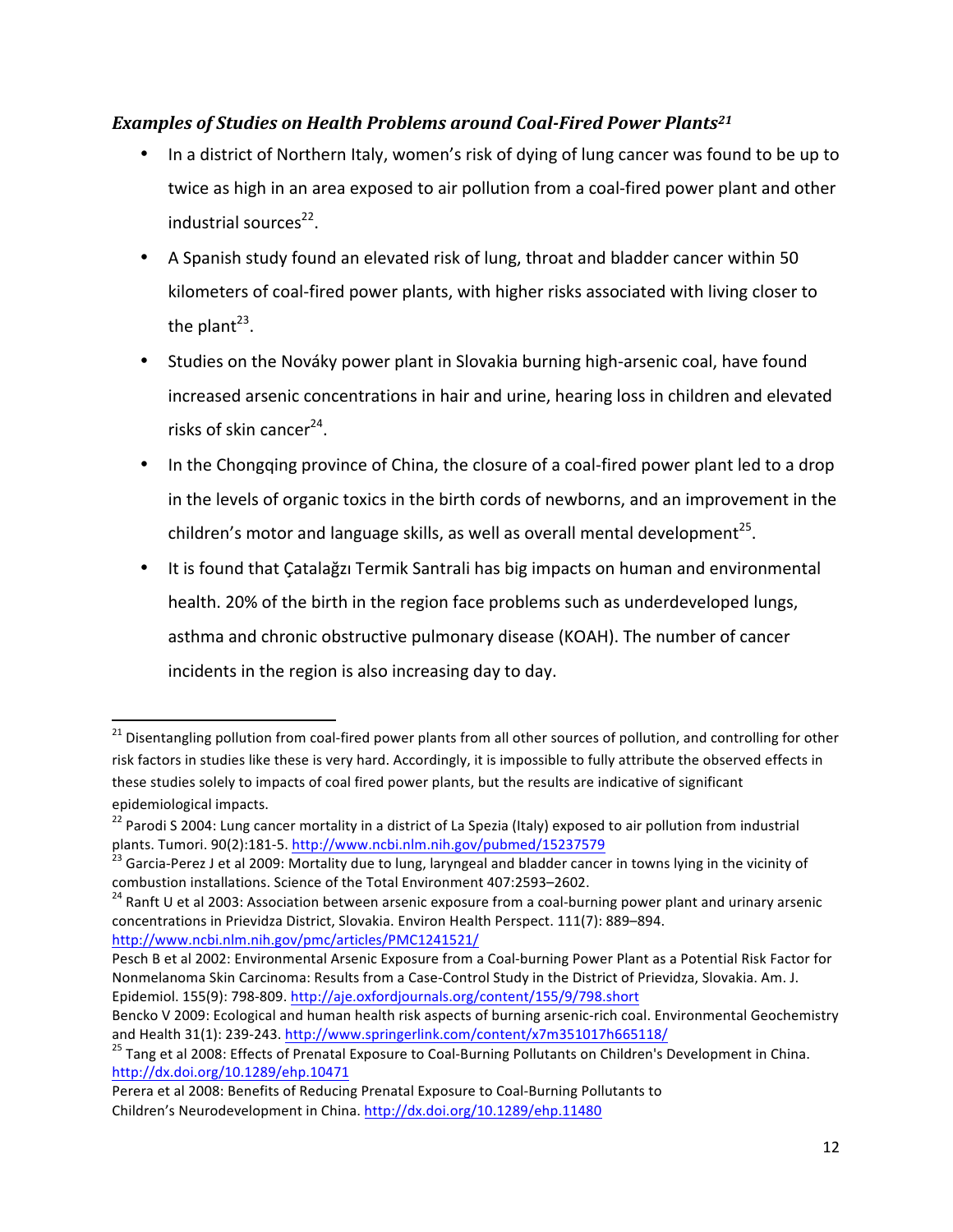### *Examples of Studies on Health Problems around Coal-Fired Power Plants*[21]

- In a district of Northern Italy, women's risk of dying of lung cancer was found to be up to twice as high in an area exposed to air pollution from a coal-fired power plant and other industrial sources[22].
- A Spanish study found an elevated risk of lung, throat and bladder cancer within 50 kilometers of coal-fired power plants, with higher risks associated with living closer to the plant[23].
- Studies on the Nováky power plant in Slovakia burning high-arsenic coal, have found increased arsenic concentrations in hair and urine, hearing loss in children and elevated risks of skin cancer[24].
- In the Chongqing province of China, the closure of a coal-fired power plant led to a drop in the levels of organic toxics in the birth cords of newborns, and an improvement in the children's motor and language skills, as well as overall mental development[25].
- It is found that Çatalağzı Termik Santrali has big impacts on human and environmental health. 20% of the birth in the region face problems such as underdeveloped lungs, asthma and chronic obstructive pulmonary disease (KOAH). The number of cancer incidents in the region is also increasing day to day.

---

[21] Disentangling pollution from coal-fired power plants from all other sources of pollution, and controlling for other risk factors in studies like these is very hard. Accordingly, it is impossible to fully attribute the observed effects in these studies solely to impacts of coal fired power plants, but the results are indicative of significant epidemiological impacts.

[22] Parodi S 2004: Lung cancer mortality in a district of La Spezia (Italy) exposed to air pollution from industrial plants. Tumori. 90(2):181-5. http://www.ncbi.nlm.nih.gov/pubmed/15237579

[23] Garcia-Perez J et al 2009: Mortality due to lung, laryngeal and bladder cancer in towns lying in the vicinity of combustion installations. Science of the Total Environment 407:2593–2602.

[24] Ranft U et al 2003: Association between arsenic exposure from a coal-burning power plant and urinary arsenic concentrations in Prievidza District, Slovakia. Environ Health Perspect. 111(7): 889–894. http://www.ncbi.nlm.nih.gov/pmc/articles/PMC1241521/

Pesch B et al 2002: Environmental Arsenic Exposure from a Coal-burning Power Plant as a Potential Risk Factor for Nonmelanoma Skin Carcinoma: Results from a Case-Control Study in the District of Prievidza, Slovakia. Am. J. Epidemiol. 155(9): 798-809. http://aje.oxfordjournals.org/content/155/9/798.short

Bencko V 2009: Ecological and human health risk aspects of burning arsenic-rich coal. Environmental Geochemistry and Health 31(1): 239-243. http://www.springerlink.com/content/x7m351017h665118/

[25] Tang et al 2008: Effects of Prenatal Exposure to Coal-Burning Pollutants on Children's Development in China. http://dx.doi.org/10.1289/ehp.10471

Perera et al 2008: Benefits of Reducing Prenatal Exposure to Coal-Burning Pollutants to Children's Neurodevelopment in China. http://dx.doi.org/10.1289/ehp.11480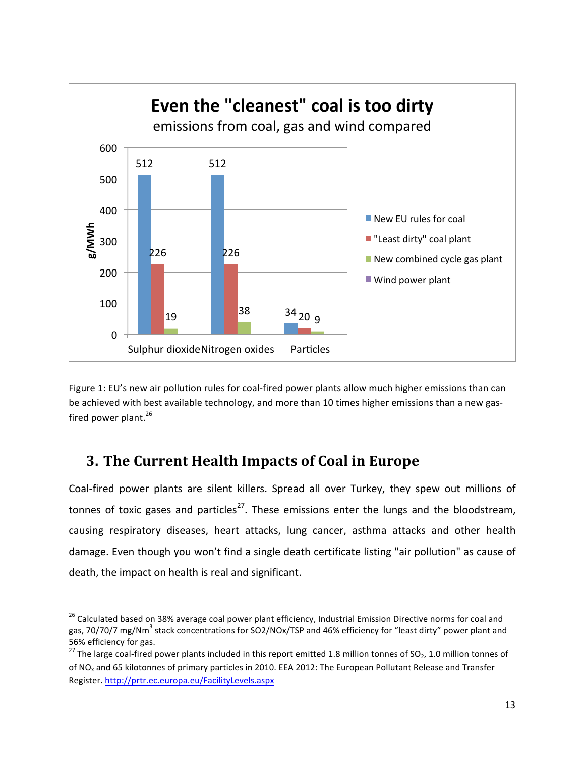**Even the "cleanest" coal is too dirty**

emissions from coal, gas and wind compared

| g/MWh | New EU rules for coal | "Least dirty" coal plant | New combined cycle gas plant | Wind power plant |
|---|---|---|---|---|
| Sulphur dioxide | 512 | 226 | 19 | |
| Nitrogen oxides | 512 | 226 | 38 | |
| Particles | 34 | 20 | 9 | |

Figure 1: EU's new air pollution rules for coal-fired power plants allow much higher emissions than can be achieved with best available technology, and more than 10 times higher emissions than a new gas-fired power plant.[26]

## 3. The Current Health Impacts of Coal in Europe

Coal-fired power plants are silent killers. Spread all over Turkey, they spew out millions of tonnes of toxic gases and particles[27]. These emissions enter the lungs and the bloodstream, causing respiratory diseases, heart attacks, lung cancer, asthma attacks and other health damage. Even though you won't find a single death certificate listing "air pollution" as cause of death, the impact on health is real and significant.

---

[26] Calculated based on 38% average coal power plant efficiency, Industrial Emission Directive norms for coal and gas, 70/70/7 mg/Nm[3] stack concentrations for SO2/NOx/TSP and 46% efficiency for "least dirty" power plant and 56% efficiency for gas.

[27] The large coal-fired power plants included in this report emitted 1.8 million tonnes of $SO_2$, 1.0 million tonnes of of $NO_x$ and 65 kilotonnes of primary particles in 2010. EEA 2012: The European Pollutant Release and Transfer Register. http://prtr.ec.europa.eu/FacilityLevels.aspx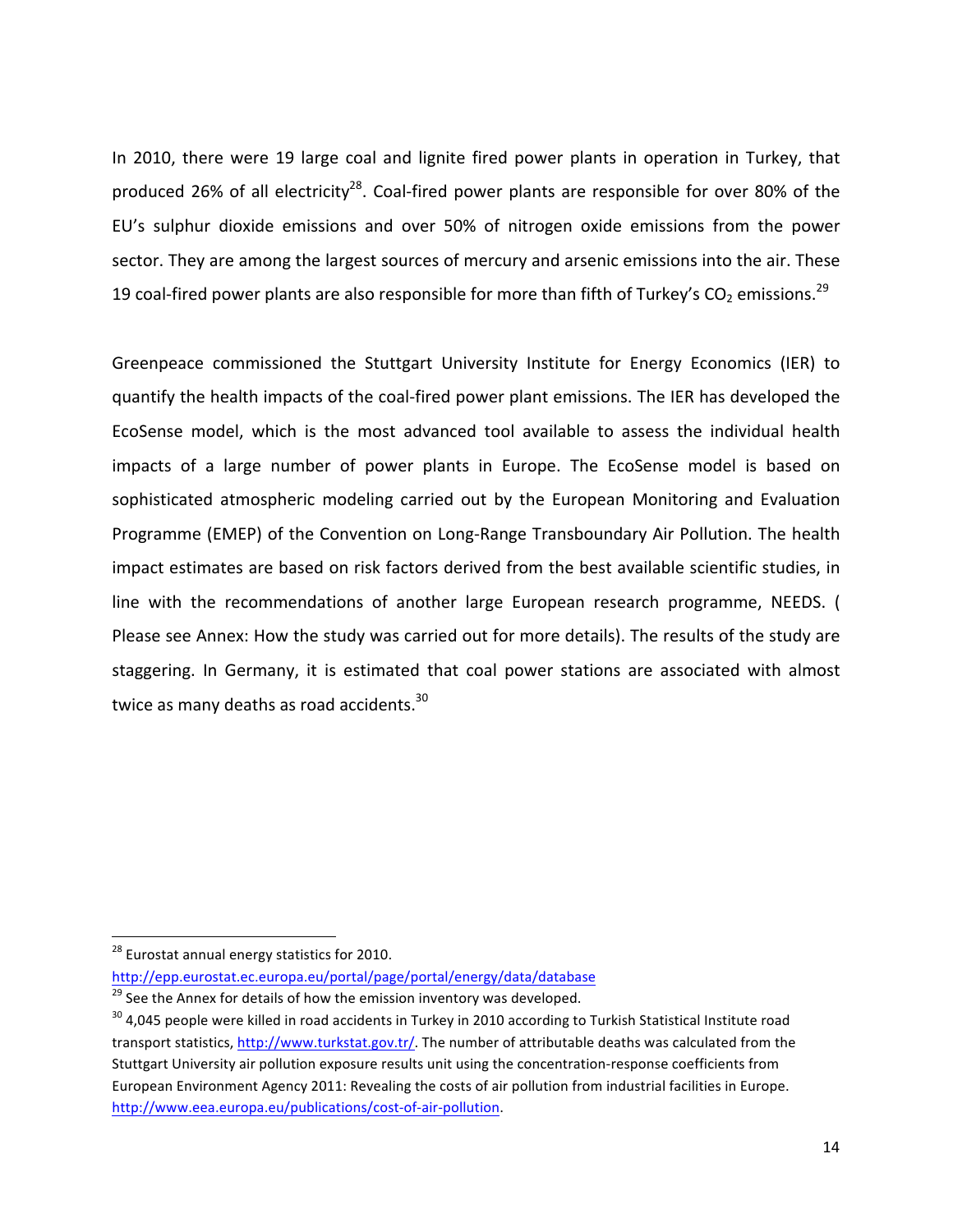In 2010, there were 19 large coal and lignite fired power plants in operation in Turkey, that produced 26% of all electricity[28]. Coal-fired power plants are responsible for over 80% of the EU's sulphur dioxide emissions and over 50% of nitrogen oxide emissions from the power sector. They are among the largest sources of mercury and arsenic emissions into the air. These 19 coal-fired power plants are also responsible for more than fifth of Turkey's $CO_2$ emissions.[29]

Greenpeace commissioned the Stuttgart University Institute for Energy Economics (IER) to quantify the health impacts of the coal-fired power plant emissions. The IER has developed the EcoSense model, which is the most advanced tool available to assess the individual health impacts of a large number of power plants in Europe. The EcoSense model is based on sophisticated atmospheric modeling carried out by the European Monitoring and Evaluation Programme (EMEP) of the Convention on Long-Range Transboundary Air Pollution. The health impact estimates are based on risk factors derived from the best available scientific studies, in line with the recommendations of another large European research programme, NEEDS. ( Please see Annex: How the study was carried out for more details). The results of the study are staggering. In Germany, it is estimated that coal power stations are associated with almost twice as many deaths as road accidents.[30]

---

[28] Eurostat annual energy statistics for 2010. http://epp.eurostat.ec.europa.eu/portal/page/portal/energy/data/database

[29] See the Annex for details of how the emission inventory was developed.

[30] 4,045 people were killed in road accidents in Turkey in 2010 according to Turkish Statistical Institute road transport statistics, http://www.turkstat.gov.tr/. The number of attributable deaths was calculated from the Stuttgart University air pollution exposure results unit using the concentration-response coefficients from European Environment Agency 2011: Revealing the costs of air pollution from industrial facilities in Europe. http://www.eea.europa.eu/publications/cost-of-air-pollution.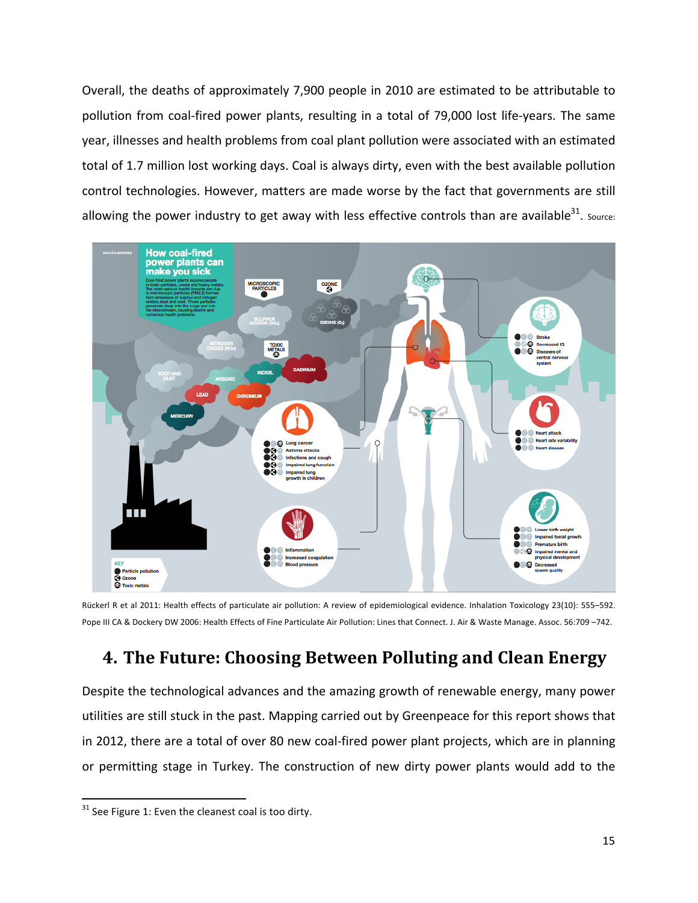Overall, the deaths of approximately 7,900 people in 2010 are estimated to be attributable to pollution from coal-fired power plants, resulting in a total of 79,000 lost life-years. The same year, illnesses and health problems from coal plant pollution were associated with an estimated total of 1.7 million lost working days. Coal is always dirty, even with the best available pollution control technologies. However, matters are made worse by the fact that governments are still allowing the power industry to get away with less effective controls than are available[31]. Source:

Rückerl R et al 2011: Health effects of particulate air pollution: A review of epidemiological evidence. Inhalation Toxicology 23(10): 555–592. Pope III CA & Dockery DW 2006: Health Effects of Fine Particulate Air Pollution: Lines that Connect. J. Air & Waste Manage. Assoc. 56:709 –742.

## 4. The Future: Choosing Between Polluting and Clean Energy

Despite the technological advances and the amazing growth of renewable energy, many power utilities are still stuck in the past. Mapping carried out by Greenpeace for this report shows that in 2012, there are a total of over 80 new coal-fired power plant projects, which are in planning or permitting stage in Turkey. The construction of new dirty power plants would add to the

[31] See Figure 1: Even the cleanest coal is too dirty.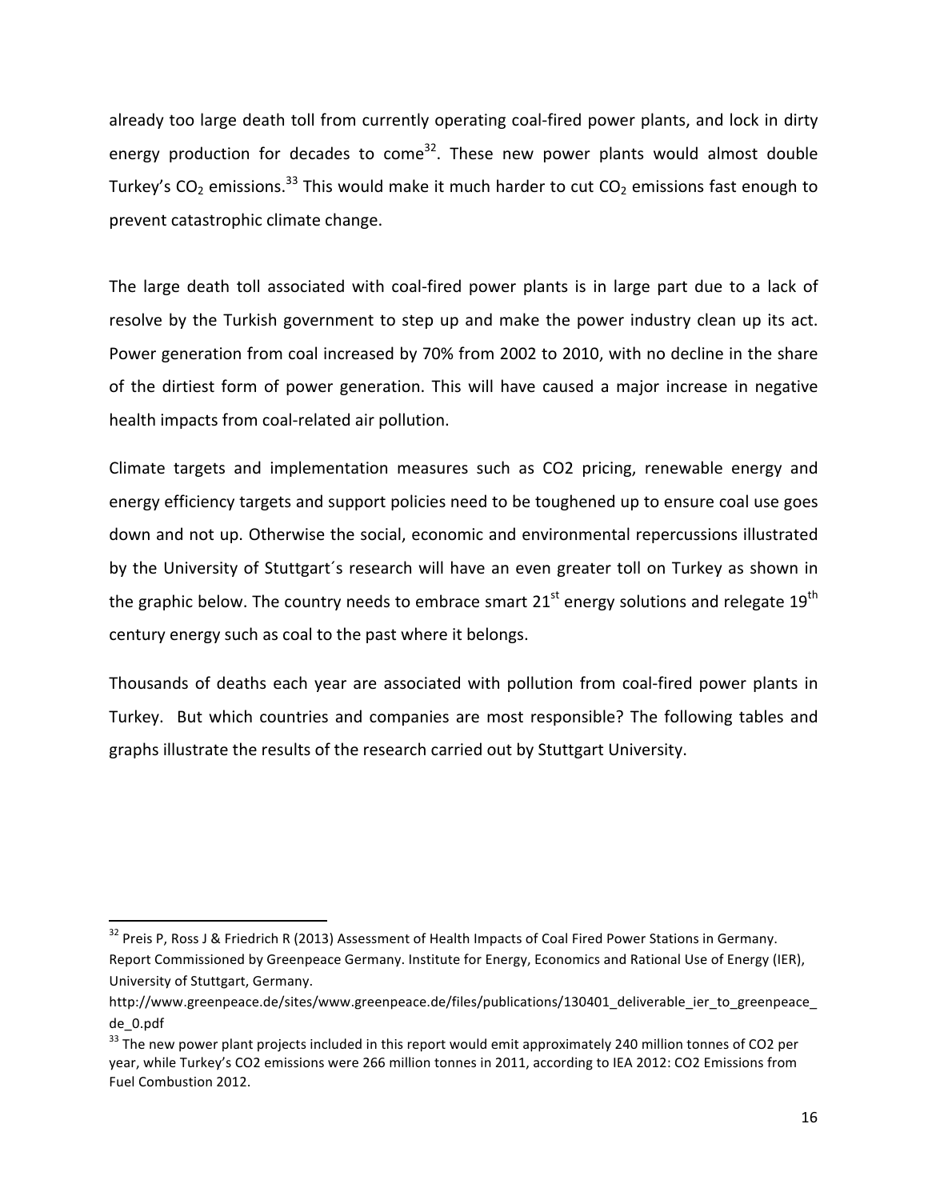already too large death toll from currently operating coal-fired power plants, and lock in dirty energy production for decades to come[32]. These new power plants would almost double Turkey's $CO_2$ emissions.[33] This would make it much harder to cut $CO_2$ emissions fast enough to prevent catastrophic climate change.

The large death toll associated with coal-fired power plants is in large part due to a lack of resolve by the Turkish government to step up and make the power industry clean up its act. Power generation from coal increased by 70% from 2002 to 2010, with no decline in the share of the dirtiest form of power generation. This will have caused a major increase in negative health impacts from coal-related air pollution.

Climate targets and implementation measures such as CO2 pricing, renewable energy and energy efficiency targets and support policies need to be toughened up to ensure coal use goes down and not up. Otherwise the social, economic and environmental repercussions illustrated by the University of Stuttgart´s research will have an even greater toll on Turkey as shown in the graphic below. The country needs to embrace smart 21st energy solutions and relegate 19th century energy such as coal to the past where it belongs.

Thousands of deaths each year are associated with pollution from coal-fired power plants in Turkey. But which countries and companies are most responsible? The following tables and graphs illustrate the results of the research carried out by Stuttgart University.

---

[32] Preis P, Ross J & Friedrich R (2013) Assessment of Health Impacts of Coal Fired Power Stations in Germany. Report Commissioned by Greenpeace Germany. Institute for Energy, Economics and Rational Use of Energy (IER), University of Stuttgart, Germany. http://www.greenpeace.de/sites/www.greenpeace.de/files/publications/130401_deliverable_ier_to_greenpeace_de_0.pdf

[33] The new power plant projects included in this report would emit approximately 240 million tonnes of CO2 per year, while Turkey's CO2 emissions were 266 million tonnes in 2011, according to IEA 2012: CO2 Emissions from Fuel Combustion 2012.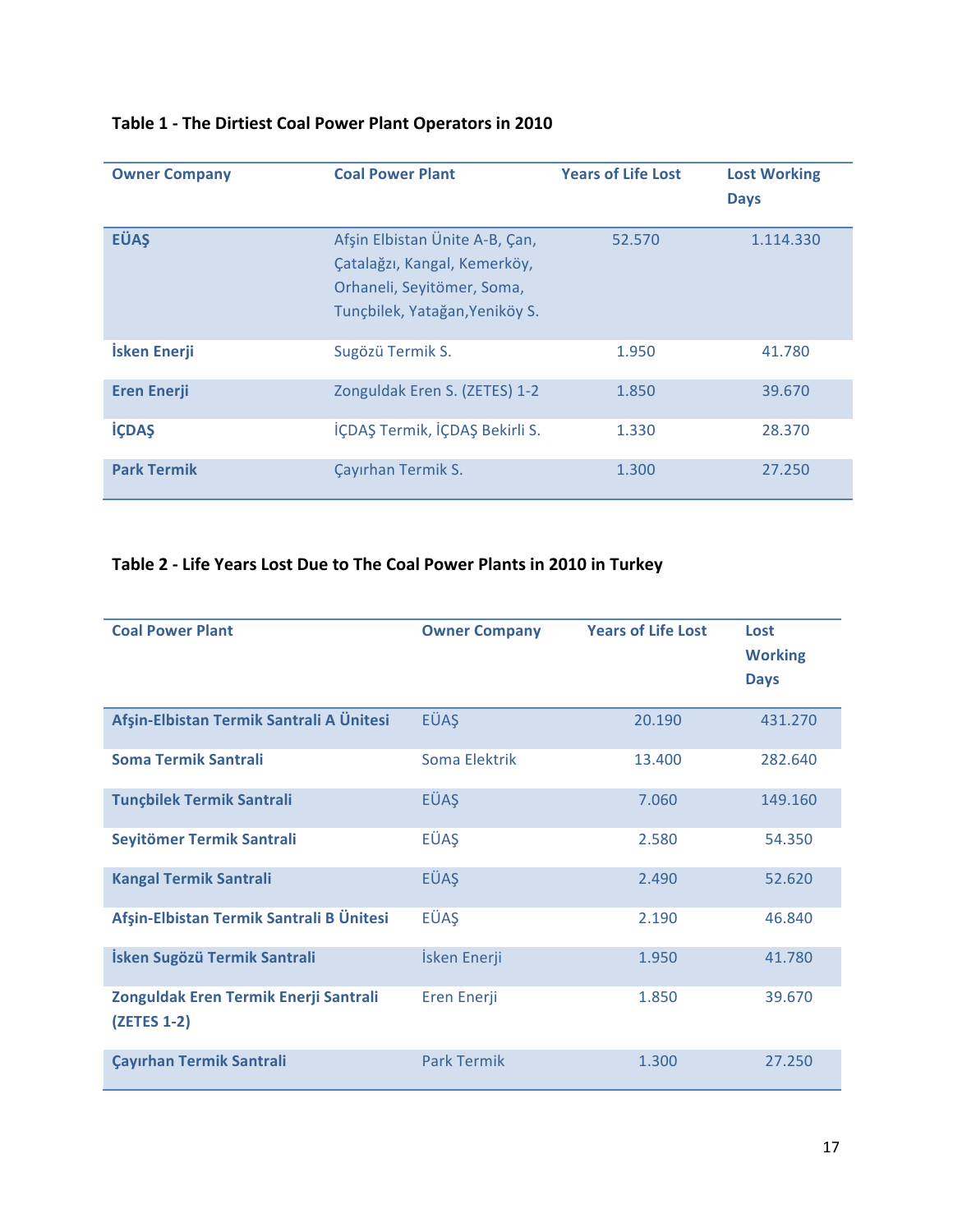**Table 1 - The Dirtiest Coal Power Plant Operators in 2010**

| Owner Company | Coal Power Plant | Years of Life Lost | Lost Working Days |
|---|---|---|---|
| **EÜAŞ** | Afşin Elbistan Ünite A-B, Çan, Çatalağzı, Kangal, Kemerköy, Orhaneli, Seyitömer, Soma, Tunçbilek, Yatağan,Yeniköy S. | 52.570 | 1.114.330 |
| **İsken Enerji** | Sugözü Termik S. | 1.950 | 41.780 |
| **Eren Enerji** | Zonguldak Eren S. (ZETES) 1-2 | 1.850 | 39.670 |
| **İÇDAŞ** | İÇDAŞ Termik, İÇDAŞ Bekirli S. | 1.330 | 28.370 |
| **Park Termik** | Çayırhan Termik S. | 1.300 | 27.250 |

**Table 2 - Life Years Lost Due to The Coal Power Plants in 2010 in Turkey**

| Coal Power Plant | Owner Company | Years of Life Lost | Lost Working Days |
|---|---|---|---|
| **Afşin-Elbistan Termik Santrali A Ünitesi** | EÜAŞ | 20.190 | 431.270 |
| **Soma Termik Santrali** | Soma Elektrik | 13.400 | 282.640 |
| **Tunçbilek Termik Santrali** | EÜAŞ | 7.060 | 149.160 |
| **Seyitömer Termik Santrali** | EÜAŞ | 2.580 | 54.350 |
| **Kangal Termik Santrali** | EÜAŞ | 2.490 | 52.620 |
| **Afşin-Elbistan Termik Santrali B Ünitesi** | EÜAŞ | 2.190 | 46.840 |
| **İsken Sugözü Termik Santrali** | İsken Enerji | 1.950 | 41.780 |
| **Zonguldak Eren Termik Enerji Santrali (ZETES 1-2)** | Eren Enerji | 1.850 | 39.670 |
| **Çayırhan Termik Santrali** | Park Termik | 1.300 | 27.250 |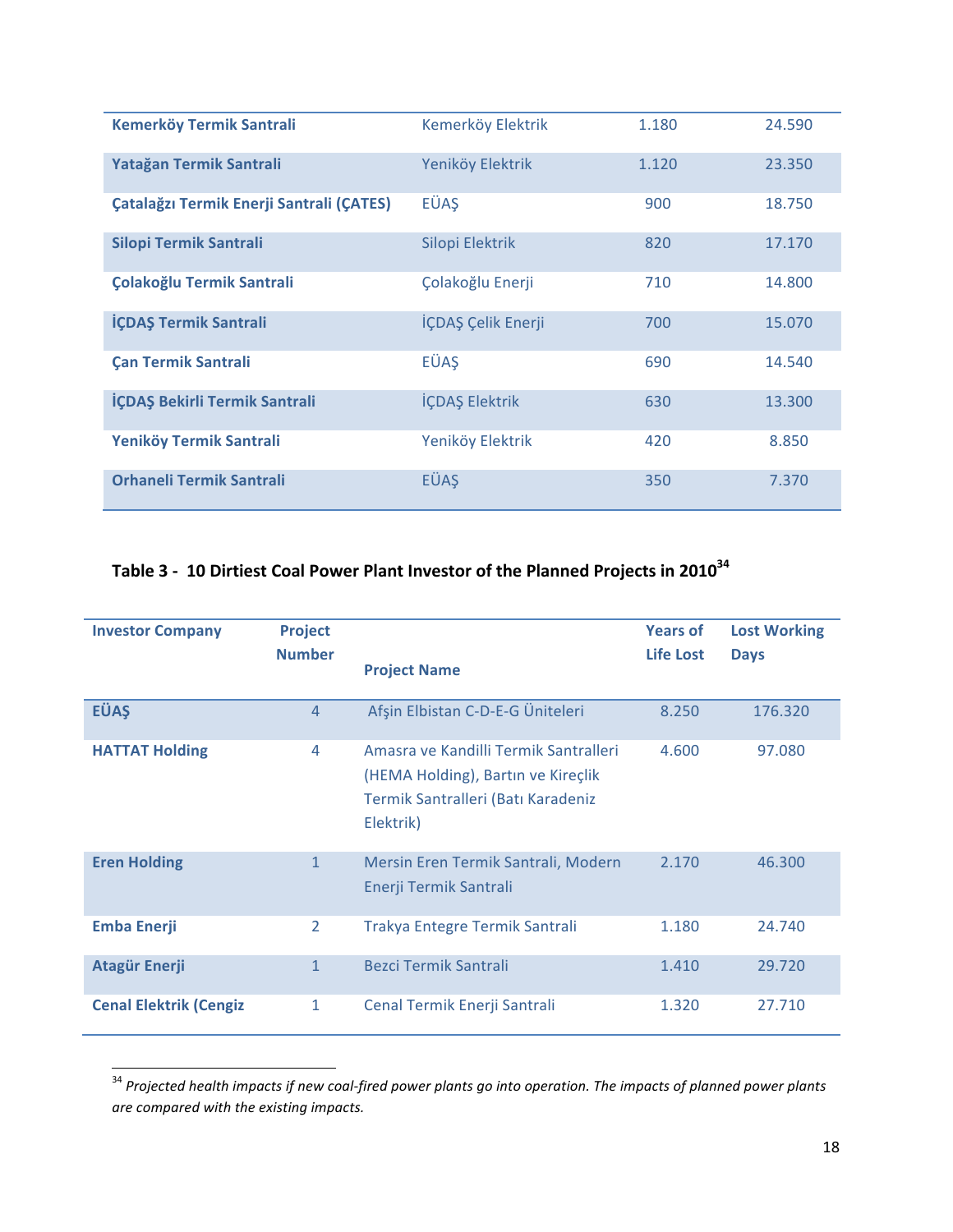| | | | |
|---|---|---|---|
| **Kemerköy Termik Santrali** | Kemerköy Elektrik | 1.180 | 24.590 |
| **Yatağan Termik Santrali** | Yeniköy Elektrik | 1.120 | 23.350 |
| **Çatalağzı Termik Enerji Santrali (ÇATES)** | EÜAŞ | 900 | 18.750 |
| **Silopi Termik Santrali** | Silopi Elektrik | 820 | 17.170 |
| **Çolakoğlu Termik Santrali** | Çolakoğlu Enerji | 710 | 14.800 |
| **İÇDAŞ Termik Santrali** | İÇDAŞ Çelik Enerji | 700 | 15.070 |
| **Çan Termik Santrali** | EÜAŞ | 690 | 14.540 |
| **İÇDAŞ Bekirli Termik Santrali** | İÇDAŞ Elektrik | 630 | 13.300 |
| **Yeniköy Termik Santrali** | Yeniköy Elektrik | 420 | 8.850 |
| **Orhaneli Termik Santrali** | EÜAŞ | 350 | 7.370 |

**Table 3 - 10 Dirtiest Coal Power Plant Investor of the Planned Projects in 2010**[34]

| Investor Company | Project Number | Project Name | Years of Life Lost | Lost Working Days |
|---|---|---|---|---|
| **EÜAŞ** | 4 | Afşin Elbistan C-D-E-G Üniteleri | 8.250 | 176.320 |
| **HATTAT Holding** | 4 | Amasra ve Kandilli Termik Santralleri (HEMA Holding), Bartın ve Kireçlik Termik Santralleri (Batı Karadeniz Elektrik) | 4.600 | 97.080 |
| **Eren Holding** | 1 | Mersin Eren Termik Santrali, Modern Enerji Termik Santrali | 2.170 | 46.300 |
| **Emba Enerji** | 2 | Trakya Entegre Termik Santrali | 1.180 | 24.740 |
| **Atagür Enerji** | 1 | Bezci Termik Santrali | 1.410 | 29.720 |
| **Cenal Elektrik (Cengiz** | 1 | Cenal Termik Enerji Santrali | 1.320 | 27.710 |

[34] *Projected health impacts if new coal-fired power plants go into operation. The impacts of planned power plants are compared with the existing impacts.*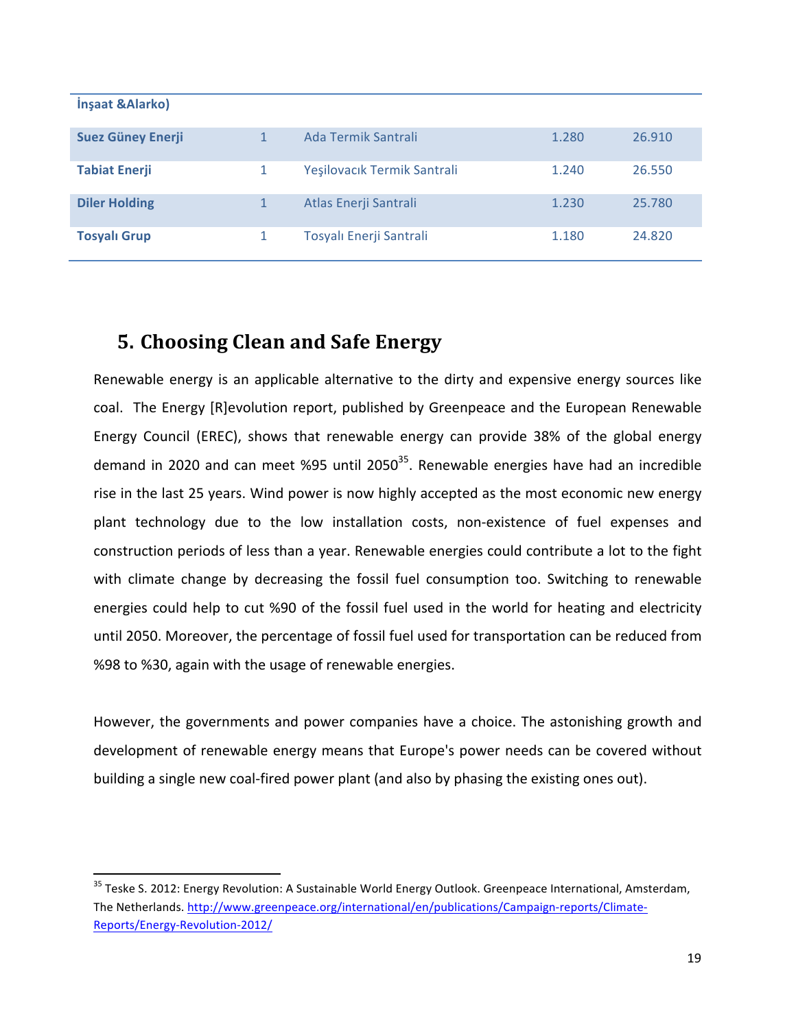| İnşaat &Alarko) | | | | |
|---|---|---|---|---|
| **Suez Güney Enerji** | 1 | Ada Termik Santrali | 1.280 | 26.910 |
| **Tabiat Enerji** | 1 | Yeşilovacık Termik Santrali | 1.240 | 26.550 |
| **Diler Holding** | 1 | Atlas Enerji Santrali | 1.230 | 25.780 |
| **Tosyalı Grup** | 1 | Tosyalı Enerji Santrali | 1.180 | 24.820 |

## 5. Choosing Clean and Safe Energy

Renewable energy is an applicable alternative to the dirty and expensive energy sources like coal. The Energy [R]evolution report, published by Greenpeace and the European Renewable Energy Council (EREC), shows that renewable energy can provide 38% of the global energy demand in 2020 and can meet %95 until 2050[35]. Renewable energies have had an incredible rise in the last 25 years. Wind power is now highly accepted as the most economic new energy plant technology due to the low installation costs, non-existence of fuel expenses and construction periods of less than a year. Renewable energies could contribute a lot to the fight with climate change by decreasing the fossil fuel consumption too. Switching to renewable energies could help to cut %90 of the fossil fuel used in the world for heating and electricity until 2050. Moreover, the percentage of fossil fuel used for transportation can be reduced from %98 to %30, again with the usage of renewable energies.

However, the governments and power companies have a choice. The astonishing growth and development of renewable energy means that Europe's power needs can be covered without building a single new coal-fired power plant (and also by phasing the existing ones out).

[35] Teske S. 2012: Energy Revolution: A Sustainable World Energy Outlook. Greenpeace International, Amsterdam, The Netherlands. http://www.greenpeace.org/international/en/publications/Campaign-reports/Climate-Reports/Energy-Revolution-2012/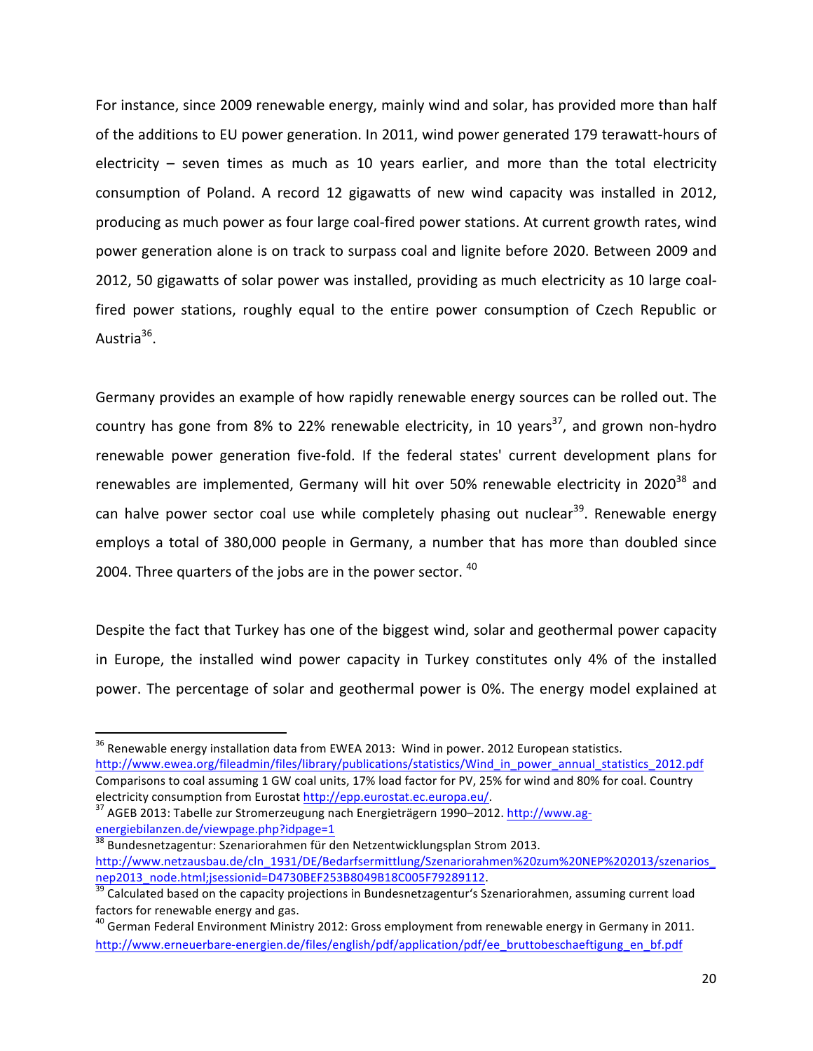For instance, since 2009 renewable energy, mainly wind and solar, has provided more than half of the additions to EU power generation. In 2011, wind power generated 179 terawatt-hours of electricity – seven times as much as 10 years earlier, and more than the total electricity consumption of Poland. A record 12 gigawatts of new wind capacity was installed in 2012, producing as much power as four large coal-fired power stations. At current growth rates, wind power generation alone is on track to surpass coal and lignite before 2020. Between 2009 and 2012, 50 gigawatts of solar power was installed, providing as much electricity as 10 large coal-fired power stations, roughly equal to the entire power consumption of Czech Republic or Austria[36].

Germany provides an example of how rapidly renewable energy sources can be rolled out. The country has gone from 8% to 22% renewable electricity, in 10 years[37], and grown non-hydro renewable power generation five-fold. If the federal states' current development plans for renewables are implemented, Germany will hit over 50% renewable electricity in 2020[38] and can halve power sector coal use while completely phasing out nuclear[39]. Renewable energy employs a total of 380,000 people in Germany, a number that has more than doubled since 2004. Three quarters of the jobs are in the power sector. [40]

Despite the fact that Turkey has one of the biggest wind, solar and geothermal power capacity in Europe, the installed wind power capacity in Turkey constitutes only 4% of the installed power. The percentage of solar and geothermal power is 0%. The energy model explained at

---

[36] Renewable energy installation data from EWEA 2013: Wind in power. 2012 European statistics. http://www.ewea.org/fileadmin/files/library/publications/statistics/Wind_in_power_annual_statistics_2012.pdf Comparisons to coal assuming 1 GW coal units, 17% load factor for PV, 25% for wind and 80% for coal. Country electricity consumption from Eurostat http://epp.eurostat.ec.europa.eu/.

[37] AGEB 2013: Tabelle zur Stromerzeugung nach Energieträgern 1990–2012. http://www.ag-energiebilanzen.de/viewpage.php?idpage=1

[38] Bundesnetzagentur: Szenariorahmen für den Netzentwicklungsplan Strom 2013. http://www.netzausbau.de/cln_1931/DE/Bedarfsermittlung/Szenariorahmen%20zum%20NEP%202013/szenarios_nep2013_node.html;jsessionid=D4730BEF253B8049B18C005F79289112.

[39] Calculated based on the capacity projections in Bundesnetzagentur's Szenariorahmen, assuming current load factors for renewable energy and gas.

[40] German Federal Environment Ministry 2012: Gross employment from renewable energy in Germany in 2011. http://www.erneuerbare-energien.de/files/english/pdf/application/pdf/ee_bruttobeschaeftigung_en_bf.pdf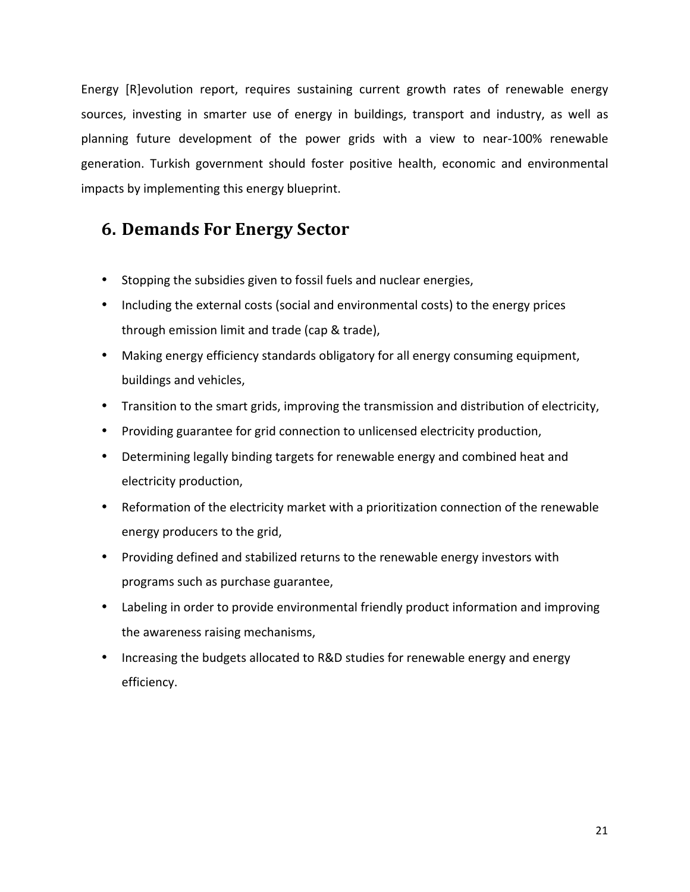Energy [R]evolution report, requires sustaining current growth rates of renewable energy sources, investing in smarter use of energy in buildings, transport and industry, as well as planning future development of the power grids with a view to near-100% renewable generation. Turkish government should foster positive health, economic and environmental impacts by implementing this energy blueprint.

## 6. Demands For Energy Sector

- Stopping the subsidies given to fossil fuels and nuclear energies,
- Including the external costs (social and environmental costs) to the energy prices through emission limit and trade (cap & trade),
- Making energy efficiency standards obligatory for all energy consuming equipment, buildings and vehicles,
- Transition to the smart grids, improving the transmission and distribution of electricity,
- Providing guarantee for grid connection to unlicensed electricity production,
- Determining legally binding targets for renewable energy and combined heat and electricity production,
- Reformation of the electricity market with a prioritization connection of the renewable energy producers to the grid,
- Providing defined and stabilized returns to the renewable energy investors with programs such as purchase guarantee,
- Labeling in order to provide environmental friendly product information and improving the awareness raising mechanisms,
- Increasing the budgets allocated to R&D studies for renewable energy and energy efficiency.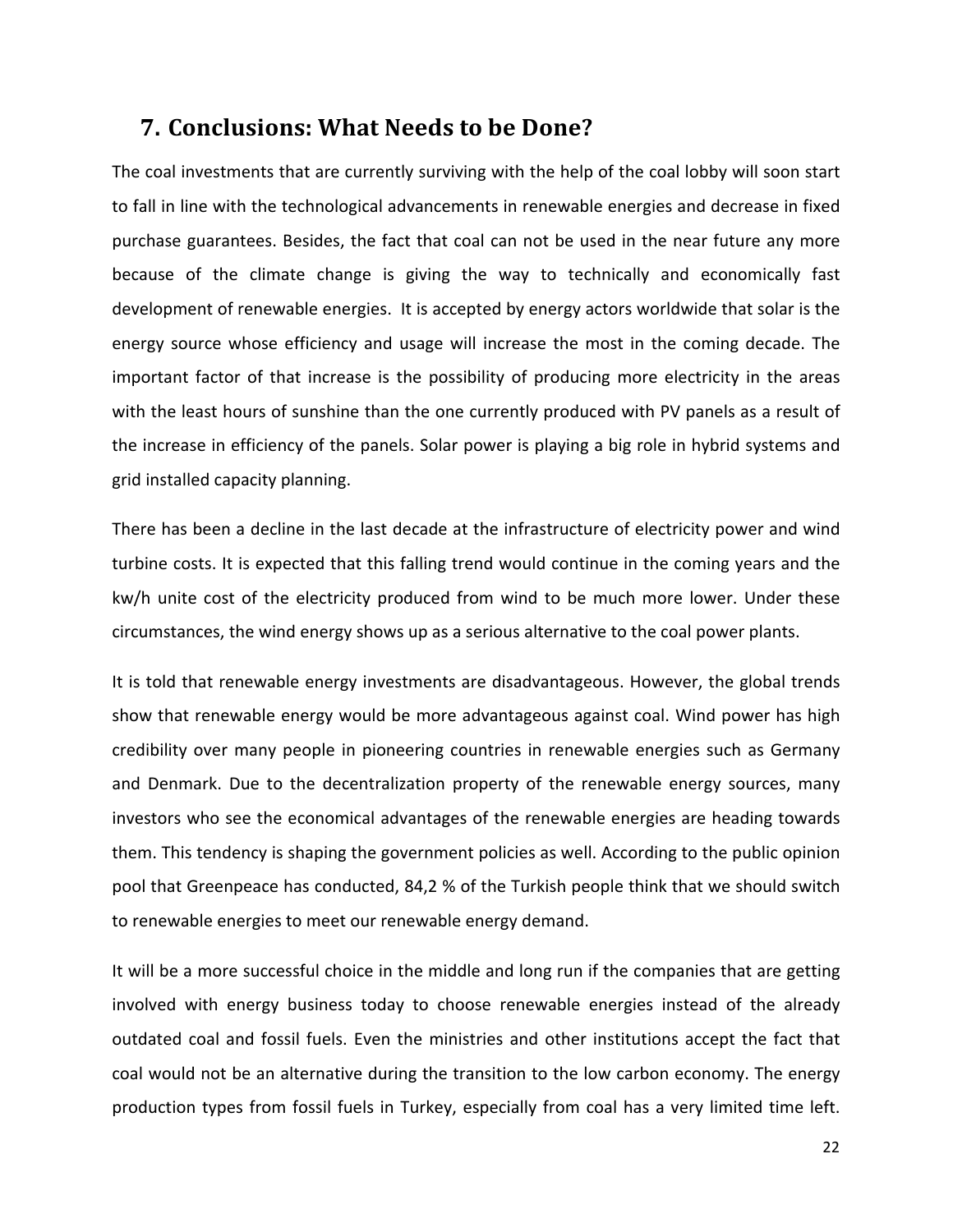## 7. Conclusions: What Needs to be Done?

The coal investments that are currently surviving with the help of the coal lobby will soon start to fall in line with the technological advancements in renewable energies and decrease in fixed purchase guarantees. Besides, the fact that coal can not be used in the near future any more because of the climate change is giving the way to technically and economically fast development of renewable energies. It is accepted by energy actors worldwide that solar is the energy source whose efficiency and usage will increase the most in the coming decade. The important factor of that increase is the possibility of producing more electricity in the areas with the least hours of sunshine than the one currently produced with PV panels as a result of the increase in efficiency of the panels. Solar power is playing a big role in hybrid systems and grid installed capacity planning.

There has been a decline in the last decade at the infrastructure of electricity power and wind turbine costs. It is expected that this falling trend would continue in the coming years and the kw/h unite cost of the electricity produced from wind to be much more lower. Under these circumstances, the wind energy shows up as a serious alternative to the coal power plants.

It is told that renewable energy investments are disadvantageous. However, the global trends show that renewable energy would be more advantageous against coal. Wind power has high credibility over many people in pioneering countries in renewable energies such as Germany and Denmark. Due to the decentralization property of the renewable energy sources, many investors who see the economical advantages of the renewable energies are heading towards them. This tendency is shaping the government policies as well. According to the public opinion pool that Greenpeace has conducted, 84,2 % of the Turkish people think that we should switch to renewable energies to meet our renewable energy demand.

It will be a more successful choice in the middle and long run if the companies that are getting involved with energy business today to choose renewable energies instead of the already outdated coal and fossil fuels. Even the ministries and other institutions accept the fact that coal would not be an alternative during the transition to the low carbon economy. The energy production types from fossil fuels in Turkey, especially from coal has a very limited time left.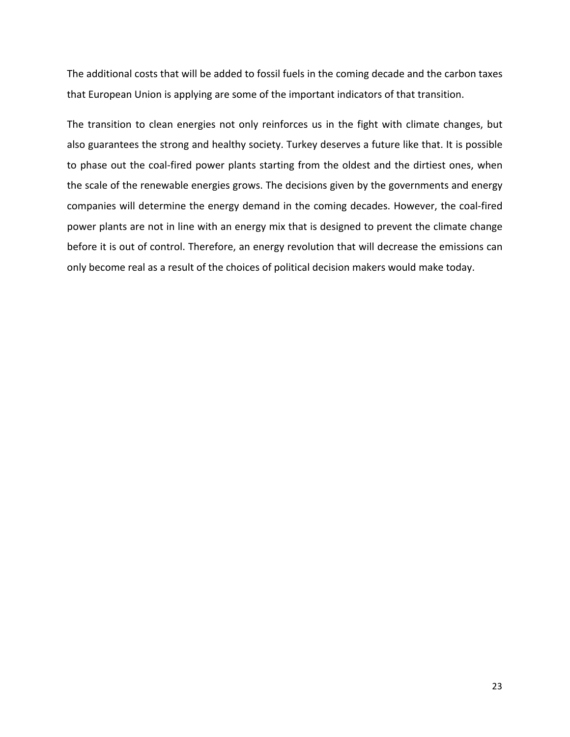The additional costs that will be added to fossil fuels in the coming decade and the carbon taxes that European Union is applying are some of the important indicators of that transition.

The transition to clean energies not only reinforces us in the fight with climate changes, but also guarantees the strong and healthy society. Turkey deserves a future like that. It is possible to phase out the coal-fired power plants starting from the oldest and the dirtiest ones, when the scale of the renewable energies grows. The decisions given by the governments and energy companies will determine the energy demand in the coming decades. However, the coal-fired power plants are not in line with an energy mix that is designed to prevent the climate change before it is out of control. Therefore, an energy revolution that will decrease the emissions can only become real as a result of the choices of political decision makers would make today.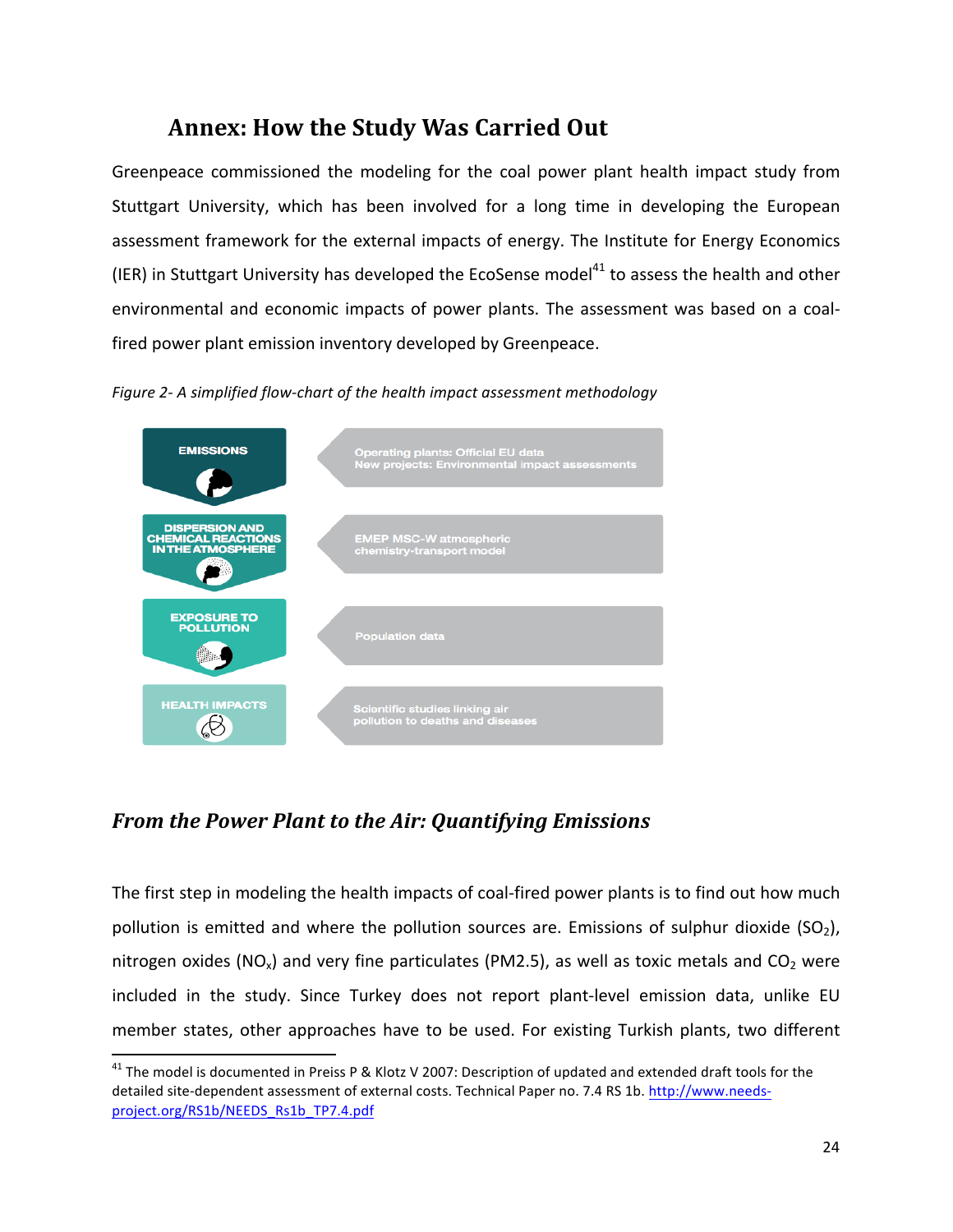# Annex: How the Study Was Carried Out

Greenpeace commissioned the modeling for the coal power plant health impact study from Stuttgart University, which has been involved for a long time in developing the European assessment framework for the external impacts of energy. The Institute for Energy Economics (IER) in Stuttgart University has developed the EcoSense model[41] to assess the health and other environmental and economic impacts of power plants. The assessment was based on a coal-fired power plant emission inventory developed by Greenpeace.

*Figure 2- A simplified flow-chart of the health impact assessment methodology*

| Step | Data source |
|---|---|
| EMISSIONS | Operating plants: Official EU data<br>New projects: Environmental impact assessments |
| DISPERSION AND CHEMICAL REACTIONS IN THE ATMOSPHERE | EMEP MSC-W atmospheric chemistry-transport model |
| EXPOSURE TO POLLUTION | Population data |
| HEALTH IMPACTS | Scientific studies linking air pollution to deaths and diseases |

## *From the Power Plant to the Air: Quantifying Emissions*

The first step in modeling the health impacts of coal-fired power plants is to find out how much pollution is emitted and where the pollution sources are. Emissions of sulphur dioxide ($SO_2$), nitrogen oxides ($NO_x$) and very fine particulates (PM2.5), as well as toxic metals and $CO_2$ were included in the study. Since Turkey does not report plant-level emission data, unlike EU member states, other approaches have to be used. For existing Turkish plants, two different

---

[41] The model is documented in Preiss P & Klotz V 2007: Description of updated and extended draft tools for the detailed site-dependent assessment of external costs. Technical Paper no. 7.4 RS 1b. http://www.needs-project.org/RS1b/NEEDS_Rs1b_TP7.4.pdf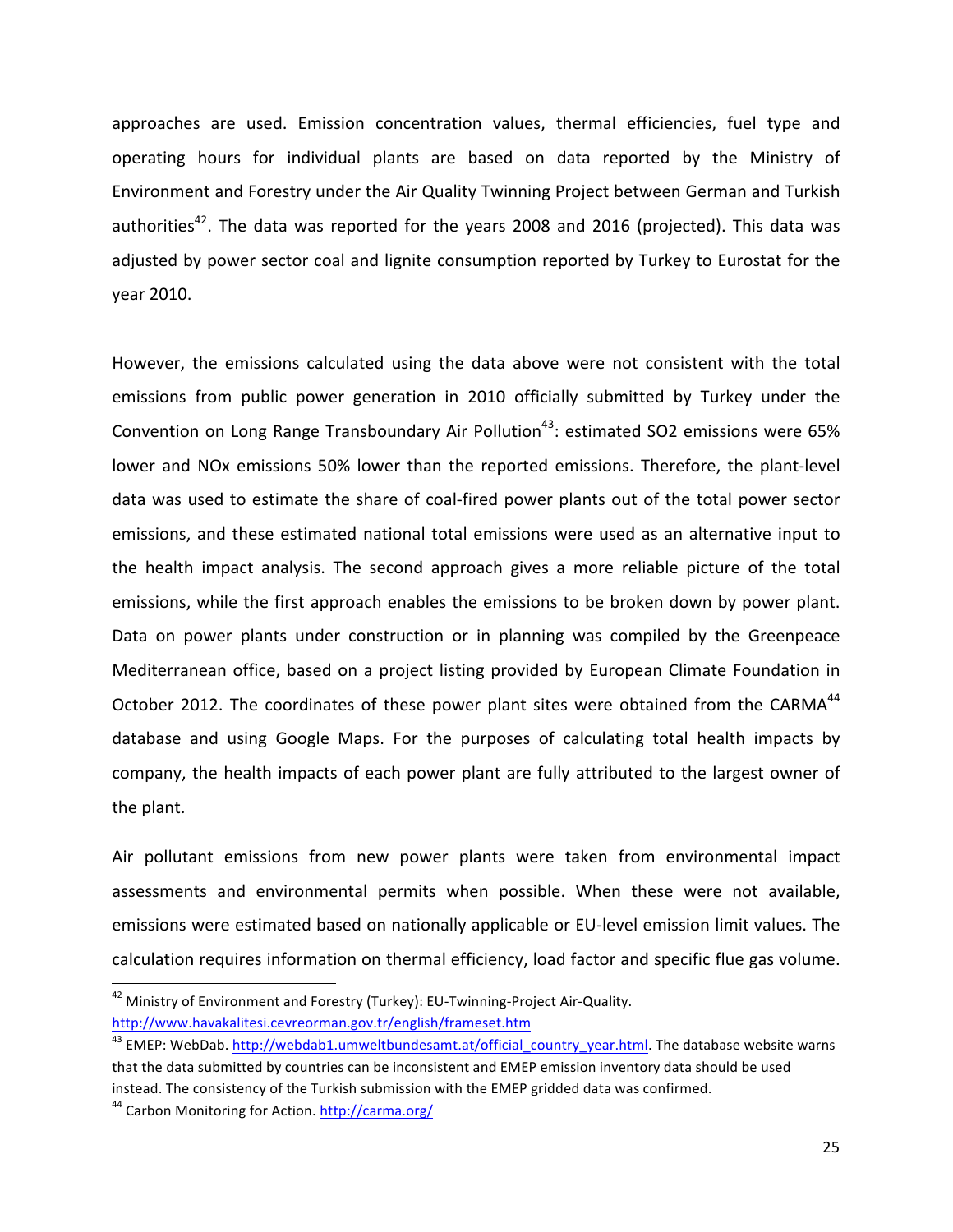approaches are used. Emission concentration values, thermal efficiencies, fuel type and operating hours for individual plants are based on data reported by the Ministry of Environment and Forestry under the Air Quality Twinning Project between German and Turkish authorities[42]. The data was reported for the years 2008 and 2016 (projected). This data was adjusted by power sector coal and lignite consumption reported by Turkey to Eurostat for the year 2010.

However, the emissions calculated using the data above were not consistent with the total emissions from public power generation in 2010 officially submitted by Turkey under the Convention on Long Range Transboundary Air Pollution[43]: estimated $SO_2$ emissions were 65% lower and $NO_x$ emissions 50% lower than the reported emissions. Therefore, the plant-level data was used to estimate the share of coal-fired power plants out of the total power sector emissions, and these estimated national total emissions were used as an alternative input to the health impact analysis. The second approach gives a more reliable picture of the total emissions, while the first approach enables the emissions to be broken down by power plant. Data on power plants under construction or in planning was compiled by the Greenpeace Mediterranean office, based on a project listing provided by European Climate Foundation in October 2012. The coordinates of these power plant sites were obtained from the CARMA[44] database and using Google Maps. For the purposes of calculating total health impacts by company, the health impacts of each power plant are fully attributed to the largest owner of the plant.

Air pollutant emissions from new power plants were taken from environmental impact assessments and environmental permits when possible. When these were not available, emissions were estimated based on nationally applicable or EU-level emission limit values. The calculation requires information on thermal efficiency, load factor and specific flue gas volume.

---

[42] Ministry of Environment and Forestry (Turkey): EU-Twinning-Project Air-Quality. http://www.havakalitesi.cevreorman.gov.tr/english/frameset.htm

[43] EMEP: WebDab. http://webdab1.umweltbundesamt.at/official_country_year.html. The database website warns that the data submitted by countries can be inconsistent and EMEP emission inventory data should be used instead. The consistency of the Turkish submission with the EMEP gridded data was confirmed.

[44] Carbon Monitoring for Action. http://carma.org/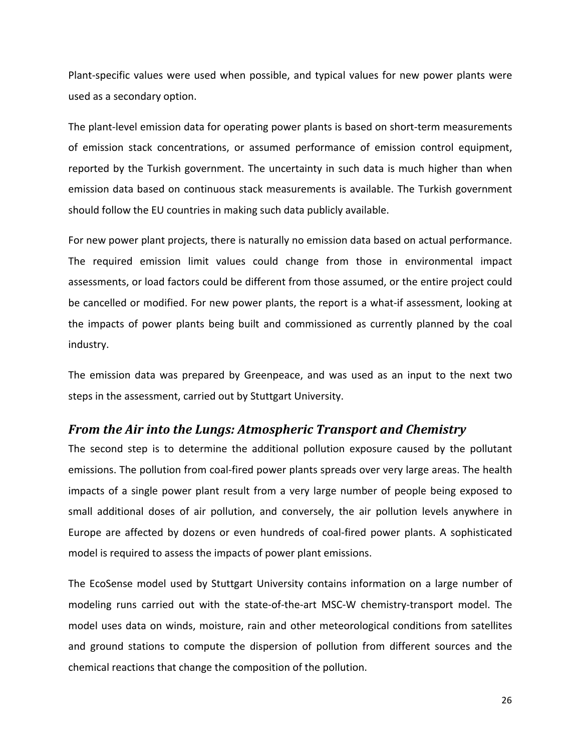Plant-specific values were used when possible, and typical values for new power plants were used as a secondary option.

The plant-level emission data for operating power plants is based on short-term measurements of emission stack concentrations, or assumed performance of emission control equipment, reported by the Turkish government. The uncertainty in such data is much higher than when emission data based on continuous stack measurements is available. The Turkish government should follow the EU countries in making such data publicly available.

For new power plant projects, there is naturally no emission data based on actual performance. The required emission limit values could change from those in environmental impact assessments, or load factors could be different from those assumed, or the entire project could be cancelled or modified. For new power plants, the report is a what-if assessment, looking at the impacts of power plants being built and commissioned as currently planned by the coal industry.

The emission data was prepared by Greenpeace, and was used as an input to the next two steps in the assessment, carried out by Stuttgart University.

### *From the Air into the Lungs: Atmospheric Transport and Chemistry*

The second step is to determine the additional pollution exposure caused by the pollutant emissions. The pollution from coal-fired power plants spreads over very large areas. The health impacts of a single power plant result from a very large number of people being exposed to small additional doses of air pollution, and conversely, the air pollution levels anywhere in Europe are affected by dozens or even hundreds of coal-fired power plants. A sophisticated model is required to assess the impacts of power plant emissions.

The EcoSense model used by Stuttgart University contains information on a large number of modeling runs carried out with the state-of-the-art MSC-W chemistry-transport model. The model uses data on winds, moisture, rain and other meteorological conditions from satellites and ground stations to compute the dispersion of pollution from different sources and the chemical reactions that change the composition of the pollution.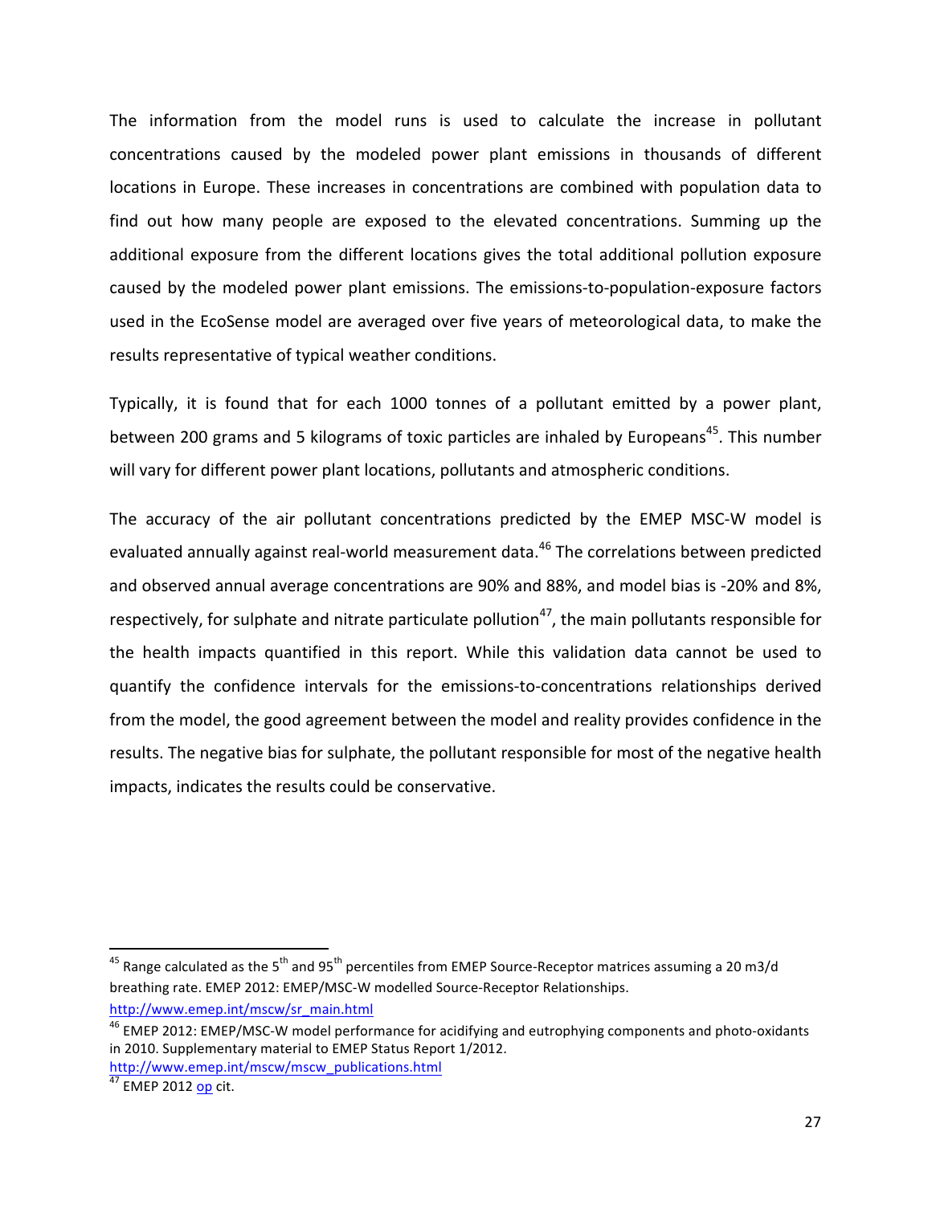The information from the model runs is used to calculate the increase in pollutant concentrations caused by the modeled power plant emissions in thousands of different locations in Europe. These increases in concentrations are combined with population data to find out how many people are exposed to the elevated concentrations. Summing up the additional exposure from the different locations gives the total additional pollution exposure caused by the modeled power plant emissions. The emissions-to-population-exposure factors used in the EcoSense model are averaged over five years of meteorological data, to make the results representative of typical weather conditions.

Typically, it is found that for each 1000 tonnes of a pollutant emitted by a power plant, between 200 grams and 5 kilograms of toxic particles are inhaled by Europeans[45]. This number will vary for different power plant locations, pollutants and atmospheric conditions.

The accuracy of the air pollutant concentrations predicted by the EMEP MSC-W model is evaluated annually against real-world measurement data.[46] The correlations between predicted and observed annual average concentrations are 90% and 88%, and model bias is -20% and 8%, respectively, for sulphate and nitrate particulate pollution[47], the main pollutants responsible for the health impacts quantified in this report. While this validation data cannot be used to quantify the confidence intervals for the emissions-to-concentrations relationships derived from the model, the good agreement between the model and reality provides confidence in the results. The negative bias for sulphate, the pollutant responsible for most of the negative health impacts, indicates the results could be conservative.

---

[45] Range calculated as the 5th and 95th percentiles from EMEP Source-Receptor matrices assuming a 20 m3/d breathing rate. EMEP 2012: EMEP/MSC-W modelled Source-Receptor Relationships. http://www.emep.int/mscw/sr_main.html

[46] EMEP 2012: EMEP/MSC-W model performance for acidifying and eutrophying components and photo-oxidants in 2010. Supplementary material to EMEP Status Report 1/2012. http://www.emep.int/mscw/mscw_publications.html

[47] EMEP 2012 op cit.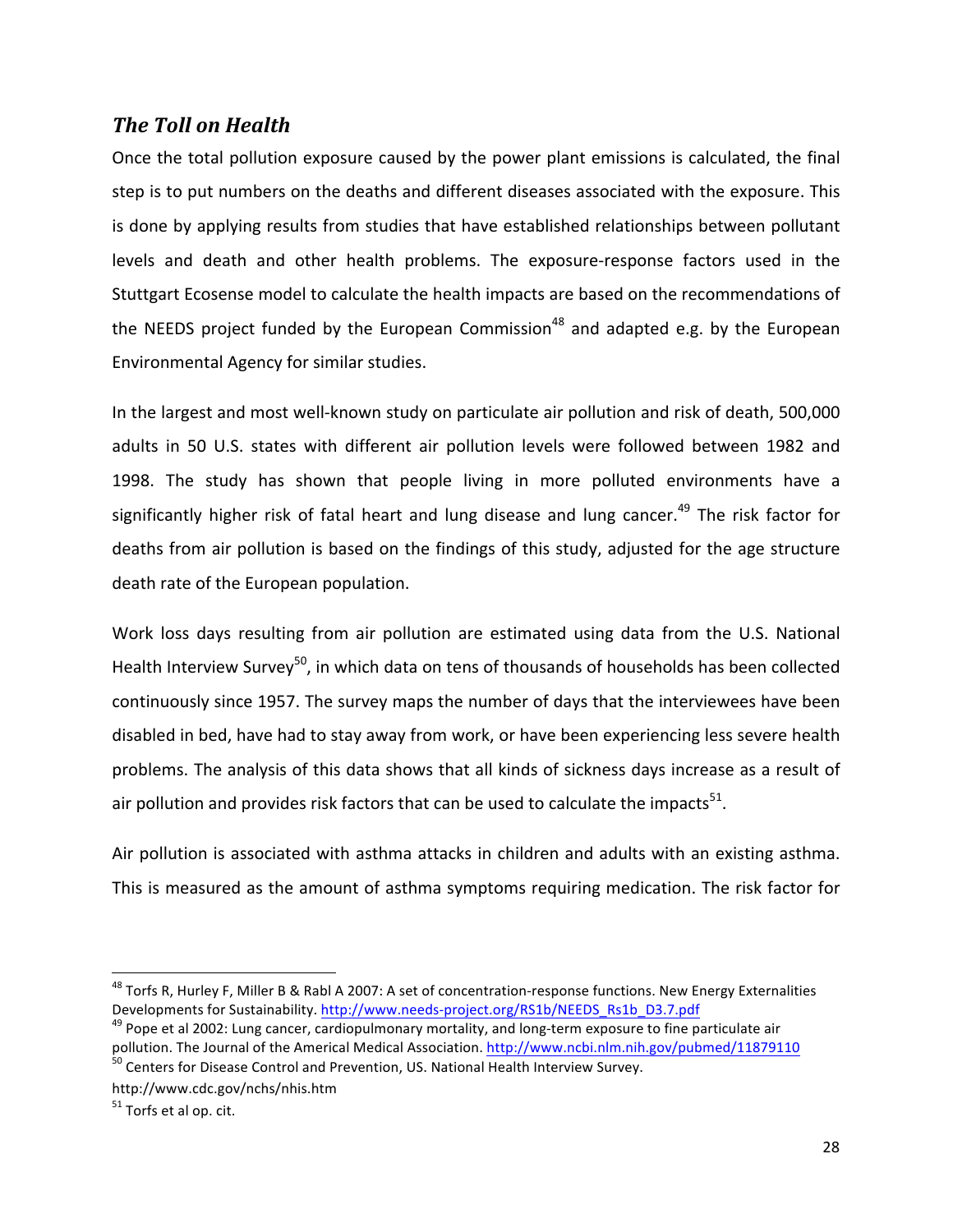### *The Toll on Health*

Once the total pollution exposure caused by the power plant emissions is calculated, the final step is to put numbers on the deaths and different diseases associated with the exposure. This is done by applying results from studies that have established relationships between pollutant levels and death and other health problems. The exposure-response factors used in the Stuttgart Ecosense model to calculate the health impacts are based on the recommendations of the NEEDS project funded by the European Commission[48] and adapted e.g. by the European Environmental Agency for similar studies.

In the largest and most well-known study on particulate air pollution and risk of death, 500,000 adults in 50 U.S. states with different air pollution levels were followed between 1982 and 1998. The study has shown that people living in more polluted environments have a significantly higher risk of fatal heart and lung disease and lung cancer.[49] The risk factor for deaths from air pollution is based on the findings of this study, adjusted for the age structure death rate of the European population.

Work loss days resulting from air pollution are estimated using data from the U.S. National Health Interview Survey[50], in which data on tens of thousands of households has been collected continuously since 1957. The survey maps the number of days that the interviewees have been disabled in bed, have had to stay away from work, or have been experiencing less severe health problems. The analysis of this data shows that all kinds of sickness days increase as a result of air pollution and provides risk factors that can be used to calculate the impacts[51].

Air pollution is associated with asthma attacks in children and adults with an existing asthma. This is measured as the amount of asthma symptoms requiring medication. The risk factor for

---

[48] Torfs R, Hurley F, Miller B & Rabl A 2007: A set of concentration-response functions. New Energy Externalities Developments for Sustainability. http://www.needs-project.org/RS1b/NEEDS_Rs1b_D3.7.pdf

[49] Pope et al 2002: Lung cancer, cardiopulmonary mortality, and long-term exposure to fine particulate air pollution. The Journal of the Americal Medical Association. http://www.ncbi.nlm.nih.gov/pubmed/11879110

[50] Centers for Disease Control and Prevention, US. National Health Interview Survey. http://www.cdc.gov/nchs/nhis.htm

[51] Torfs et al op. cit.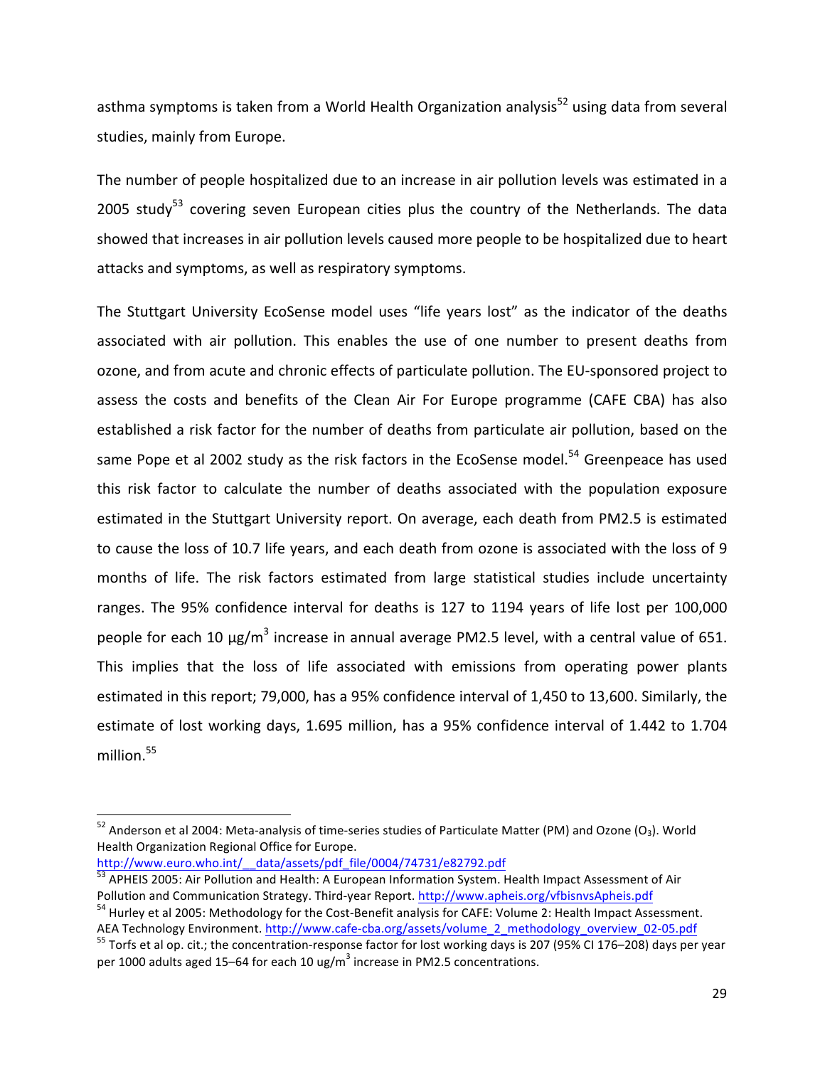asthma symptoms is taken from a World Health Organization analysis[52] using data from several studies, mainly from Europe.

The number of people hospitalized due to an increase in air pollution levels was estimated in a 2005 study[53] covering seven European cities plus the country of the Netherlands. The data showed that increases in air pollution levels caused more people to be hospitalized due to heart attacks and symptoms, as well as respiratory symptoms.

The Stuttgart University EcoSense model uses "life years lost" as the indicator of the deaths associated with air pollution. This enables the use of one number to present deaths from ozone, and from acute and chronic effects of particulate pollution. The EU-sponsored project to assess the costs and benefits of the Clean Air For Europe programme (CAFE CBA) has also established a risk factor for the number of deaths from particulate air pollution, based on the same Pope et al 2002 study as the risk factors in the EcoSense model.[54] Greenpeace has used this risk factor to calculate the number of deaths associated with the population exposure estimated in the Stuttgart University report. On average, each death from PM2.5 is estimated to cause the loss of 10.7 life years, and each death from ozone is associated with the loss of 9 months of life. The risk factors estimated from large statistical studies include uncertainty ranges. The 95% confidence interval for deaths is 127 to 1194 years of life lost per 100,000 people for each 10 $\mu g/m^3$ increase in annual average PM2.5 level, with a central value of 651. This implies that the loss of life associated with emissions from operating power plants estimated in this report; 79,000, has a 95% confidence interval of 1,450 to 13,600. Similarly, the estimate of lost working days, 1.695 million, has a 95% confidence interval of 1.442 to 1.704 million.[55]

---

[52] Anderson et al 2004: Meta-analysis of time-series studies of Particulate Matter (PM) and Ozone ($O_3$). World Health Organization Regional Office for Europe. http://www.euro.who.int/__data/assets/pdf_file/0004/74731/e82792.pdf

[53] APHEIS 2005: Air Pollution and Health: A European Information System. Health Impact Assessment of Air Pollution and Communication Strategy. Third-year Report. http://www.apheis.org/vfbisnvsApheis.pdf

[54] Hurley et al 2005: Methodology for the Cost-Benefit analysis for CAFE: Volume 2: Health Impact Assessment. AEA Technology Environment. http://www.cafe-cba.org/assets/volume_2_methodology_overview_02-05.pdf

[55] Torfs et al op. cit.; the concentration-response factor for lost working days is 207 (95% CI 176–208) days per year per 1000 adults aged 15–64 for each 10 $ug/m^3$ increase in PM2.5 concentrations.